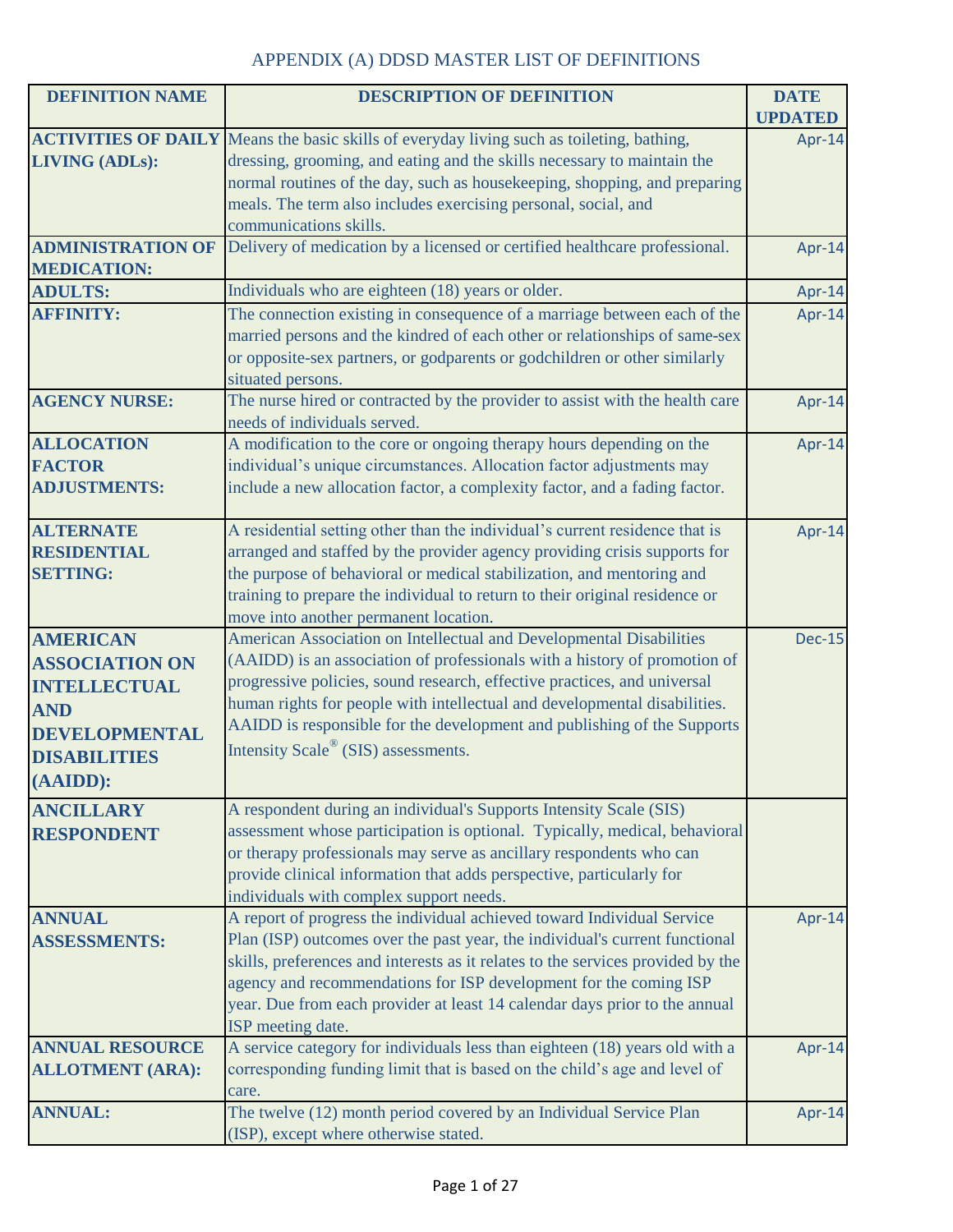# APPENDIX (A) DDSD MASTER LIST OF DEFINITIONS

| DEFINITION NAME | DESCRIPTION OF DEFINITION | DATE UPDATED |
|---|---|---|
| **ACTIVITIES OF DAILY LIVING (ADLs):** | Means the basic skills of everyday living such as toileting, bathing, dressing, grooming, and eating and the skills necessary to maintain the normal routines of the day, such as housekeeping, shopping, and preparing meals. The term also includes exercising personal, social, and communications skills. | Apr-14 |
| **ADMINISTRATION OF MEDICATION:** | Delivery of medication by a licensed or certified healthcare professional. | Apr-14 |
| **ADULTS:** | Individuals who are eighteen (18) years or older. | Apr-14 |
| **AFFINITY:** | The connection existing in consequence of a marriage between each of the married persons and the kindred of each other or relationships of same-sex or opposite-sex partners, or godparents or godchildren or other similarly situated persons. | Apr-14 |
| **AGENCY NURSE:** | The nurse hired or contracted by the provider to assist with the health care needs of individuals served. | Apr-14 |
| **ALLOCATION FACTOR ADJUSTMENTS:** | A modification to the core or ongoing therapy hours depending on the individual's unique circumstances. Allocation factor adjustments may include a new allocation factor, a complexity factor, and a fading factor. | Apr-14 |
| **ALTERNATE RESIDENTIAL SETTING:** | A residential setting other than the individual's current residence that is arranged and staffed by the provider agency providing crisis supports for the purpose of behavioral or medical stabilization, and mentoring and training to prepare the individual to return to their original residence or move into another permanent location. | Apr-14 |
| **AMERICAN ASSOCIATION ON INTELLECTUAL AND DEVELOPMENTAL DISABILITIES (AAIDD):** | American Association on Intellectual and Developmental Disabilities (AAIDD) is an association of professionals with a history of promotion of progressive policies, sound research, effective practices, and universal human rights for people with intellectual and developmental disabilities. AAIDD is responsible for the development and publishing of the Supports Intensity Scale® (SIS) assessments. | Dec-15 |
| **ANCILLARY RESPONDENT** | A respondent during an individual's Supports Intensity Scale (SIS) assessment whose participation is optional. Typically, medical, behavioral or therapy professionals may serve as ancillary respondents who can provide clinical information that adds perspective, particularly for individuals with complex support needs. | |
| **ANNUAL ASSESSMENTS:** | A report of progress the individual achieved toward Individual Service Plan (ISP) outcomes over the past year, the individual's current functional skills, preferences and interests as it relates to the services provided by the agency and recommendations for ISP development for the coming ISP year. Due from each provider at least 14 calendar days prior to the annual ISP meeting date. | Apr-14 |
| **ANNUAL RESOURCE ALLOTMENT (ARA):** | A service category for individuals less than eighteen (18) years old with a corresponding funding limit that is based on the child's age and level of care. | Apr-14 |
| **ANNUAL:** | The twelve (12) month period covered by an Individual Service Plan (ISP), except where otherwise stated. | Apr-14 |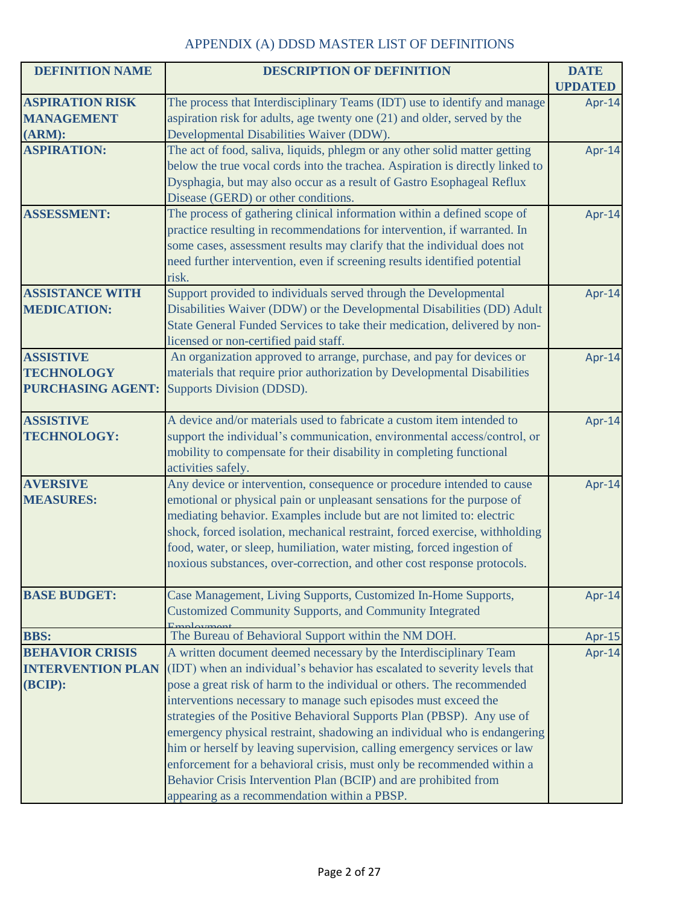# APPENDIX (A) DDSD MASTER LIST OF DEFINITIONS

| DEFINITION NAME | DESCRIPTION OF DEFINITION | DATE UPDATED |
|---|---|---|
| **ASPIRATION RISK MANAGEMENT (ARM):** | The process that Interdisciplinary Teams (IDT) use to identify and manage aspiration risk for adults, age twenty one (21) and older, served by the Developmental Disabilities Waiver (DDW). | Apr-14 |
| **ASPIRATION:** | The act of food, saliva, liquids, phlegm or any other solid matter getting below the true vocal cords into the trachea. Aspiration is directly linked to Dysphagia, but may also occur as a result of Gastro Esophageal Reflux Disease (GERD) or other conditions. | Apr-14 |
| **ASSESSMENT:** | The process of gathering clinical information within a defined scope of practice resulting in recommendations for intervention, if warranted. In some cases, assessment results may clarify that the individual does not need further intervention, even if screening results identified potential risk. | Apr-14 |
| **ASSISTANCE WITH MEDICATION:** | Support provided to individuals served through the Developmental Disabilities Waiver (DDW) or the Developmental Disabilities (DD) Adult State General Funded Services to take their medication, delivered by non-licensed or non-certified paid staff. | Apr-14 |
| **ASSISTIVE TECHNOLOGY PURCHASING AGENT:** | An organization approved to arrange, purchase, and pay for devices or materials that require prior authorization by Developmental Disabilities Supports Division (DDSD). | Apr-14 |
| **ASSISTIVE TECHNOLOGY:** | A device and/or materials used to fabricate a custom item intended to support the individual's communication, environmental access/control, or mobility to compensate for their disability in completing functional activities safely. | Apr-14 |
| **AVERSIVE MEASURES:** | Any device or intervention, consequence or procedure intended to cause emotional or physical pain or unpleasant sensations for the purpose of mediating behavior. Examples include but are not limited to: electric shock, forced isolation, mechanical restraint, forced exercise, withholding food, water, or sleep, humiliation, water misting, forced ingestion of noxious substances, over-correction, and other cost response protocols. | Apr-14 |
| **BASE BUDGET:** | Case Management, Living Supports, Customized In-Home Supports, Customized Community Supports, and Community Integrated Employment | Apr-14 |
| **BBS:** | The Bureau of Behavioral Support within the NM DOH. | Apr-15 |
| **BEHAVIOR CRISIS INTERVENTION PLAN (BCIP):** | A written document deemed necessary by the Interdisciplinary Team (IDT) when an individual's behavior has escalated to severity levels that pose a great risk of harm to the individual or others. The recommended interventions necessary to manage such episodes must exceed the strategies of the Positive Behavioral Supports Plan (PBSP). Any use of emergency physical restraint, shadowing an individual who is endangering him or herself by leaving supervision, calling emergency services or law enforcement for a behavioral crisis, must only be recommended within a Behavior Crisis Intervention Plan (BCIP) and are prohibited from appearing as a recommendation within a PBSP. | Apr-14 |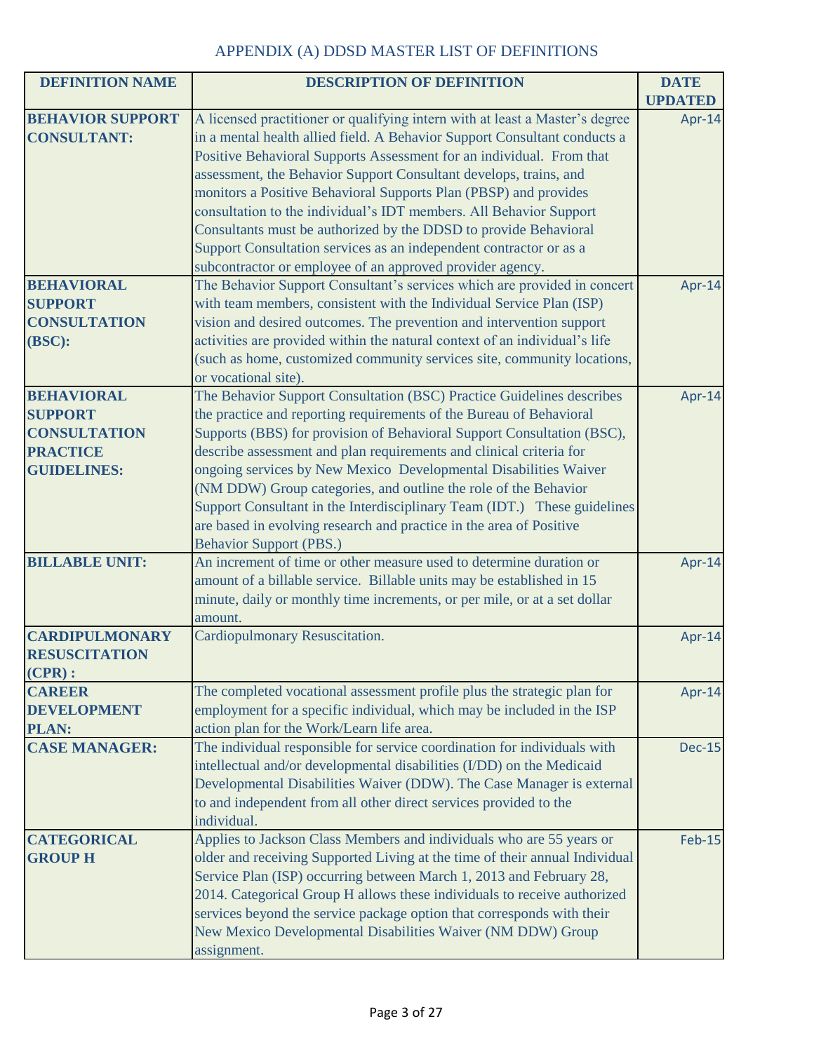# APPENDIX (A) DDSD MASTER LIST OF DEFINITIONS

| DEFINITION NAME | DESCRIPTION OF DEFINITION | DATE UPDATED |
|---|---|---|
| **BEHAVIOR SUPPORT CONSULTANT:** | A licensed practitioner or qualifying intern with at least a Master's degree in a mental health allied field. A Behavior Support Consultant conducts a Positive Behavioral Supports Assessment for an individual. From that assessment, the Behavior Support Consultant develops, trains, and monitors a Positive Behavioral Supports Plan (PBSP) and provides consultation to the individual's IDT members. All Behavior Support Consultants must be authorized by the DDSD to provide Behavioral Support Consultation services as an independent contractor or as a subcontractor or employee of an approved provider agency. | Apr-14 |
| **BEHAVIORAL SUPPORT CONSULTATION (BSC):** | The Behavior Support Consultant's services which are provided in concert with team members, consistent with the Individual Service Plan (ISP) vision and desired outcomes. The prevention and intervention support activities are provided within the natural context of an individual's life (such as home, customized community services site, community locations, or vocational site). | Apr-14 |
| **BEHAVIORAL SUPPORT CONSULTATION PRACTICE GUIDELINES:** | The Behavior Support Consultation (BSC) Practice Guidelines describes the practice and reporting requirements of the Bureau of Behavioral Supports (BBS) for provision of Behavioral Support Consultation (BSC), describe assessment and plan requirements and clinical criteria for ongoing services by New Mexico Developmental Disabilities Waiver (NM DDW) Group categories, and outline the role of the Behavior Support Consultant in the Interdisciplinary Team (IDT.) These guidelines are based in evolving research and practice in the area of Positive Behavior Support (PBS.) | Apr-14 |
| **BILLABLE UNIT:** | An increment of time or other measure used to determine duration or amount of a billable service. Billable units may be established in 15 minute, daily or monthly time increments, or per mile, or at a set dollar amount. | Apr-14 |
| **CARDIPULMONARY RESUSCITATION (CPR) :** | Cardiopulmonary Resuscitation. | Apr-14 |
| **CAREER DEVELOPMENT PLAN:** | The completed vocational assessment profile plus the strategic plan for employment for a specific individual, which may be included in the ISP action plan for the Work/Learn life area. | Apr-14 |
| **CASE MANAGER:** | The individual responsible for service coordination for individuals with intellectual and/or developmental disabilities (I/DD) on the Medicaid Developmental Disabilities Waiver (DDW). The Case Manager is external to and independent from all other direct services provided to the individual. | Dec-15 |
| **CATEGORICAL GROUP H** | Applies to Jackson Class Members and individuals who are 55 years or older and receiving Supported Living at the time of their annual Individual Service Plan (ISP) occurring between March 1, 2013 and February 28, 2014. Categorical Group H allows these individuals to receive authorized services beyond the service package option that corresponds with their New Mexico Developmental Disabilities Waiver (NM DDW) Group assignment. | Feb-15 |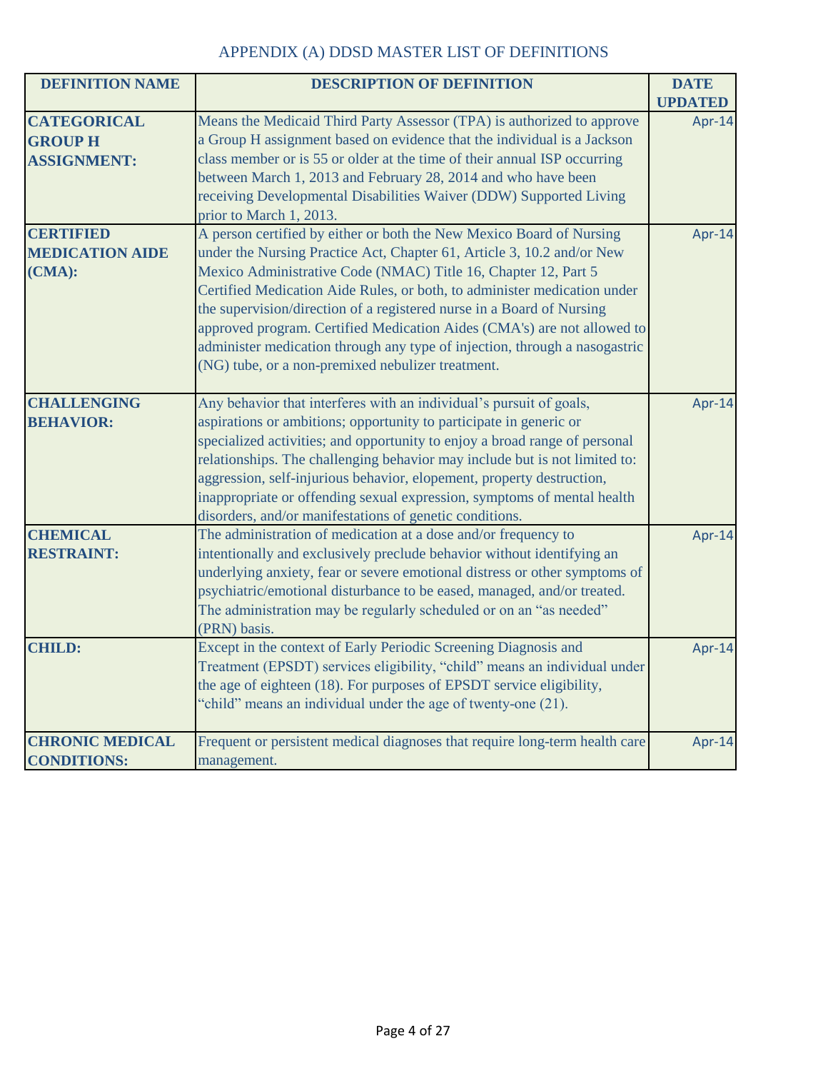APPENDIX (A) DDSD MASTER LIST OF DEFINITIONS

| DEFINITION NAME | DESCRIPTION OF DEFINITION | DATE UPDATED |
|---|---|---|
| **CATEGORICAL GROUP H ASSIGNMENT:** | Means the Medicaid Third Party Assessor (TPA) is authorized to approve a Group H assignment based on evidence that the individual is a Jackson class member or is 55 or older at the time of their annual ISP occurring between March 1, 2013 and February 28, 2014 and who have been receiving Developmental Disabilities Waiver (DDW) Supported Living prior to March 1, 2013. | Apr-14 |
| **CERTIFIED MEDICATION AIDE (CMA):** | A person certified by either or both the New Mexico Board of Nursing under the Nursing Practice Act, Chapter 61, Article 3, 10.2 and/or New Mexico Administrative Code (NMAC) Title 16, Chapter 12, Part 5 Certified Medication Aide Rules, or both, to administer medication under the supervision/direction of a registered nurse in a Board of Nursing approved program. Certified Medication Aides (CMA's) are not allowed to administer medication through any type of injection, through a nasogastric (NG) tube, or a non-premixed nebulizer treatment. | Apr-14 |
| **CHALLENGING BEHAVIOR:** | Any behavior that interferes with an individual's pursuit of goals, aspirations or ambitions; opportunity to participate in generic or specialized activities; and opportunity to enjoy a broad range of personal relationships. The challenging behavior may include but is not limited to: aggression, self-injurious behavior, elopement, property destruction, inappropriate or offending sexual expression, symptoms of mental health disorders, and/or manifestations of genetic conditions. | Apr-14 |
| **CHEMICAL RESTRAINT:** | The administration of medication at a dose and/or frequency to intentionally and exclusively preclude behavior without identifying an underlying anxiety, fear or severe emotional distress or other symptoms of psychiatric/emotional disturbance to be eased, managed, and/or treated. The administration may be regularly scheduled or on an "as needed" (PRN) basis. | Apr-14 |
| **CHILD:** | Except in the context of Early Periodic Screening Diagnosis and Treatment (EPSDT) services eligibility, "child" means an individual under the age of eighteen (18). For purposes of EPSDT service eligibility, "child" means an individual under the age of twenty-one (21). | Apr-14 |
| **CHRONIC MEDICAL CONDITIONS:** | Frequent or persistent medical diagnoses that require long-term health care management. | Apr-14 |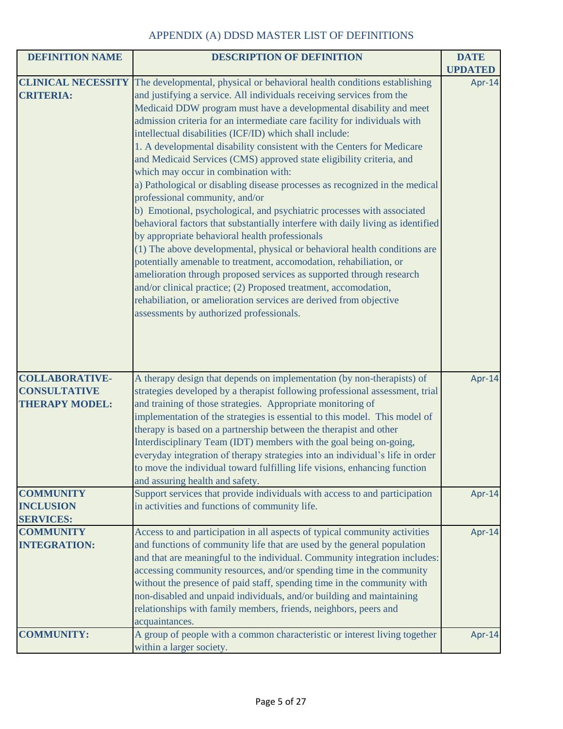# APPENDIX (A) DDSD MASTER LIST OF DEFINITIONS

| DEFINITION NAME | DESCRIPTION OF DEFINITION | DATE UPDATED |
|---|---|---|
| **CLINICAL NECESSITY CRITERIA:** | The developmental, physical or behavioral health conditions establishing and justifying a service. All individuals receiving services from the Medicaid DDW program must have a developmental disability and meet admission criteria for an intermediate care facility for individuals with intellectual disabilities (ICF/ID) which shall include:<br>1. A developmental disability consistent with the Centers for Medicare and Medicaid Services (CMS) approved state eligibility criteria, and which may occur in combination with:<br>a) Pathological or disabling disease processes as recognized in the medical professional community, and/or<br>b) Emotional, psychological, and psychiatric processes with associated behavioral factors that substantially interfere with daily living as identified by appropriate behavioral health professionals<br>(1) The above developmental, physical or behavioral health conditions are potentially amenable to treatment, accomodation, rehabiliation, or amelioration through proposed services as supported through research and/or clinical practice; (2) Proposed treatment, accomodation, rehabiliation, or amelioration services are derived from objective assessments by authorized professionals. | Apr-14 |
| **COLLABORATIVE-CONSULTATIVE THERAPY MODEL:** | A therapy design that depends on implementation (by non-therapists) of strategies developed by a therapist following professional assessment, trial and training of those strategies. Appropriate monitoring of implementation of the strategies is essential to this model. This model of therapy is based on a partnership between the therapist and other Interdisciplinary Team (IDT) members with the goal being on-going, everyday integration of therapy strategies into an individual's life in order to move the individual toward fulfilling life visions, enhancing function and assuring health and safety. | Apr-14 |
| **COMMUNITY INCLUSION SERVICES:** | Support services that provide individuals with access to and participation in activities and functions of community life. | Apr-14 |
| **COMMUNITY INTEGRATION:** | Access to and participation in all aspects of typical community activities and functions of community life that are used by the general population and that are meaningful to the individual. Community integration includes: accessing community resources, and/or spending time in the community without the presence of paid staff, spending time in the community with non-disabled and unpaid individuals, and/or building and maintaining relationships with family members, friends, neighbors, peers and acquaintances. | Apr-14 |
| **COMMUNITY:** | A group of people with a common characteristic or interest living together within a larger society. | Apr-14 |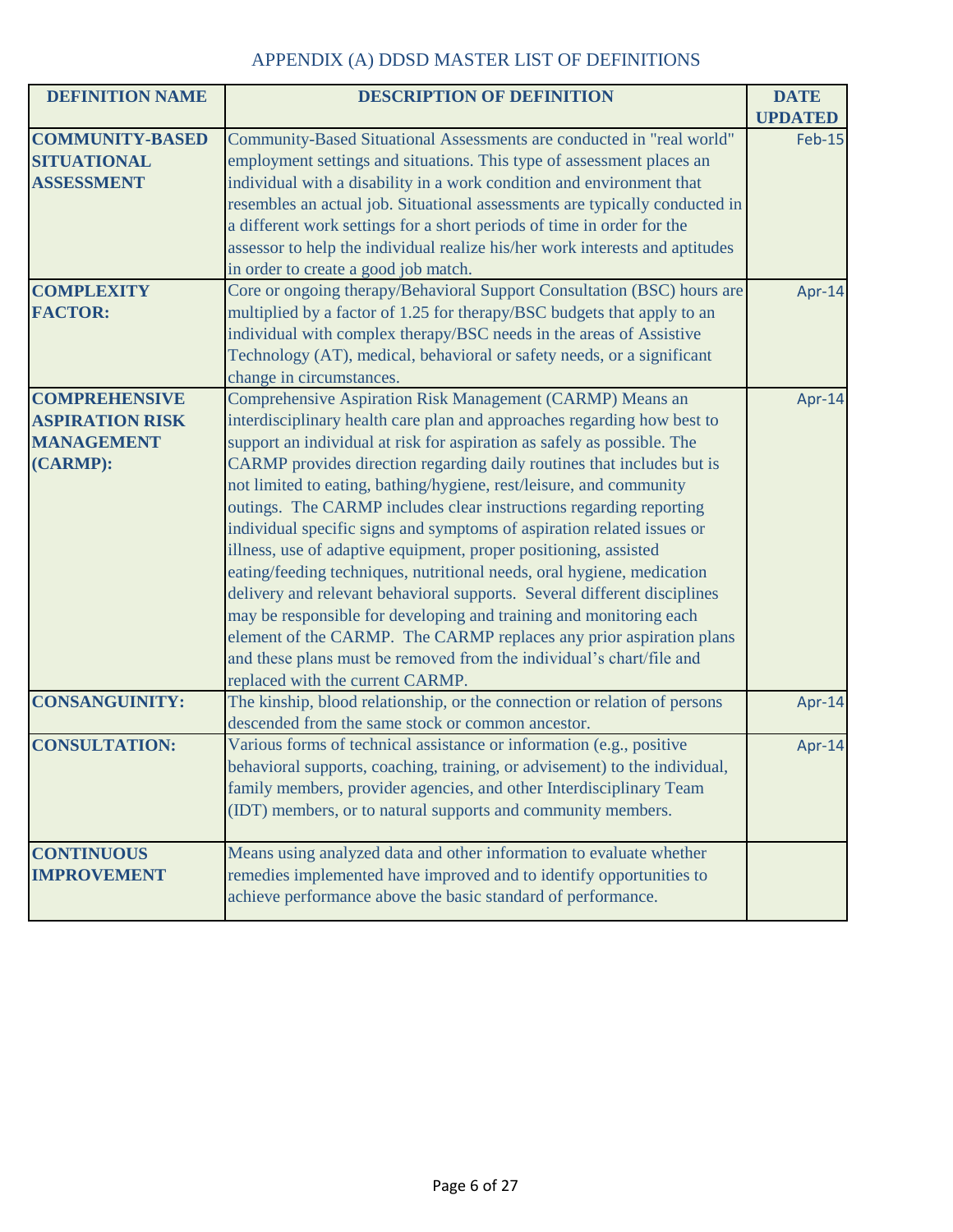# APPENDIX (A) DDSD MASTER LIST OF DEFINITIONS

| DEFINITION NAME | DESCRIPTION OF DEFINITION | DATE UPDATED |
| --- | --- | --- |
| **COMMUNITY-BASED SITUATIONAL ASSESSMENT** | Community-Based Situational Assessments are conducted in "real world" employment settings and situations. This type of assessment places an individual with a disability in a work condition and environment that resembles an actual job. Situational assessments are typically conducted in a different work settings for a short periods of time in order for the assessor to help the individual realize his/her work interests and aptitudes in order to create a good job match. | Feb-15 |
| **COMPLEXITY FACTOR:** | Core or ongoing therapy/Behavioral Support Consultation (BSC) hours are multiplied by a factor of 1.25 for therapy/BSC budgets that apply to an individual with complex therapy/BSC needs in the areas of Assistive Technology (AT), medical, behavioral or safety needs, or a significant change in circumstances. | Apr-14 |
| **COMPREHENSIVE ASPIRATION RISK MANAGEMENT (CARMP):** | Comprehensive Aspiration Risk Management (CARMP) Means an interdisciplinary health care plan and approaches regarding how best to support an individual at risk for aspiration as safely as possible. The CARMP provides direction regarding daily routines that includes but is not limited to eating, bathing/hygiene, rest/leisure, and community outings. The CARMP includes clear instructions regarding reporting individual specific signs and symptoms of aspiration related issues or illness, use of adaptive equipment, proper positioning, assisted eating/feeding techniques, nutritional needs, oral hygiene, medication delivery and relevant behavioral supports. Several different disciplines may be responsible for developing and training and monitoring each element of the CARMP. The CARMP replaces any prior aspiration plans and these plans must be removed from the individual's chart/file and replaced with the current CARMP. | Apr-14 |
| **CONSANGUINITY:** | The kinship, blood relationship, or the connection or relation of persons descended from the same stock or common ancestor. | Apr-14 |
| **CONSULTATION:** | Various forms of technical assistance or information (e.g., positive behavioral supports, coaching, training, or advisement) to the individual, family members, provider agencies, and other Interdisciplinary Team (IDT) members, or to natural supports and community members. | Apr-14 |
| **CONTINUOUS IMPROVEMENT** | Means using analyzed data and other information to evaluate whether remedies implemented have improved and to identify opportunities to achieve performance above the basic standard of performance. | |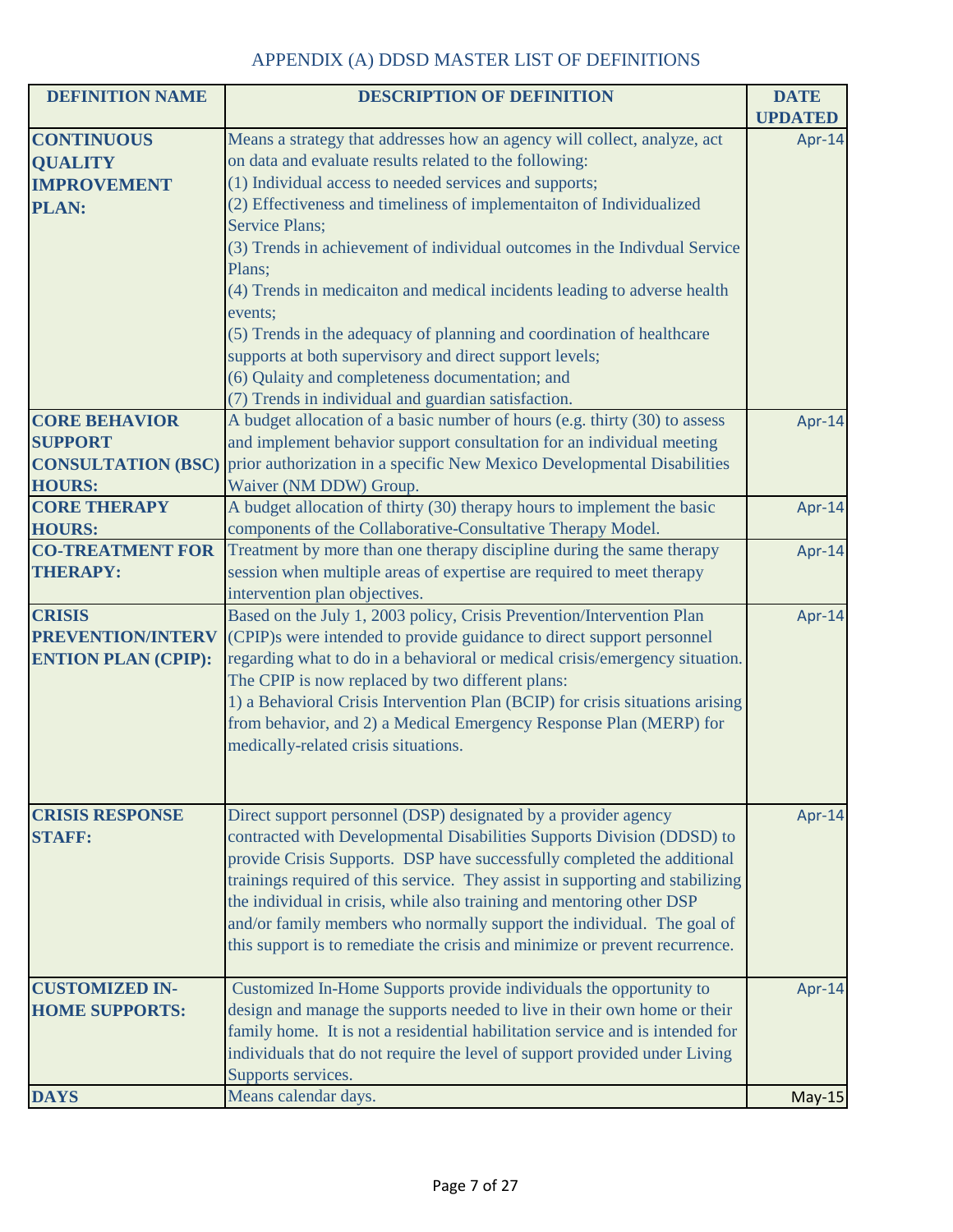# APPENDIX (A) DDSD MASTER LIST OF DEFINITIONS

| DEFINITION NAME | DESCRIPTION OF DEFINITION | DATE UPDATED |
|---|---|---|
| **CONTINUOUS QUALITY IMPROVEMENT PLAN:** | Means a strategy that addresses how an agency will collect, analyze, act on data and evaluate results related to the following:<br>(1) Individual access to needed services and supports;<br>(2) Effectiveness and timeliness of implementaiton of Individualized Service Plans;<br>(3) Trends in achievement of individual outcomes in the Indivdual Service Plans;<br>(4) Trends in medicaiton and medical incidents leading to adverse health events;<br>(5) Trends in the adequacy of planning and coordination of healthcare supports at both supervisory and direct support levels;<br>(6) Qulaity and completeness documentation; and<br>(7) Trends in individual and guardian satisfaction. | Apr-14 |
| **CORE BEHAVIOR SUPPORT CONSULTATION (BSC) HOURS:** | A budget allocation of a basic number of hours (e.g. thirty (30) to assess and implement behavior support consultation for an individual meeting prior authorization in a specific New Mexico Developmental Disabilities Waiver (NM DDW) Group. | Apr-14 |
| **CORE THERAPY HOURS:** | A budget allocation of thirty (30) therapy hours to implement the basic components of the Collaborative-Consultative Therapy Model. | Apr-14 |
| **CO-TREATMENT FOR THERAPY:** | Treatment by more than one therapy discipline during the same therapy session when multiple areas of expertise are required to meet therapy intervention plan objectives. | Apr-14 |
| **CRISIS PREVENTION/INTERVENTION PLAN (CPIP):** | Based on the July 1, 2003 policy, Crisis Prevention/Intervention Plan (CPIP)s were intended to provide guidance to direct support personnel regarding what to do in a behavioral or medical crisis/emergency situation. The CPIP is now replaced by two different plans:<br>1) a Behavioral Crisis Intervention Plan (BCIP) for crisis situations arising from behavior, and 2) a Medical Emergency Response Plan (MERP) for medically-related crisis situations. | Apr-14 |
| **CRISIS RESPONSE STAFF:** | Direct support personnel (DSP) designated by a provider agency contracted with Developmental Disabilities Supports Division (DDSD) to provide Crisis Supports. DSP have successfully completed the additional trainings required of this service. They assist in supporting and stabilizing the individual in crisis, while also training and mentoring other DSP and/or family members who normally support the individual. The goal of this support is to remediate the crisis and minimize or prevent recurrence. | Apr-14 |
| **CUSTOMIZED IN-HOME SUPPORTS:** | Customized In-Home Supports provide individuals the opportunity to design and manage the supports needed to live in their own home or their family home. It is not a residential habilitation service and is intended for individuals that do not require the level of support provided under Living Supports services. | Apr-14 |
| **DAYS** | Means calendar days. | May-15 |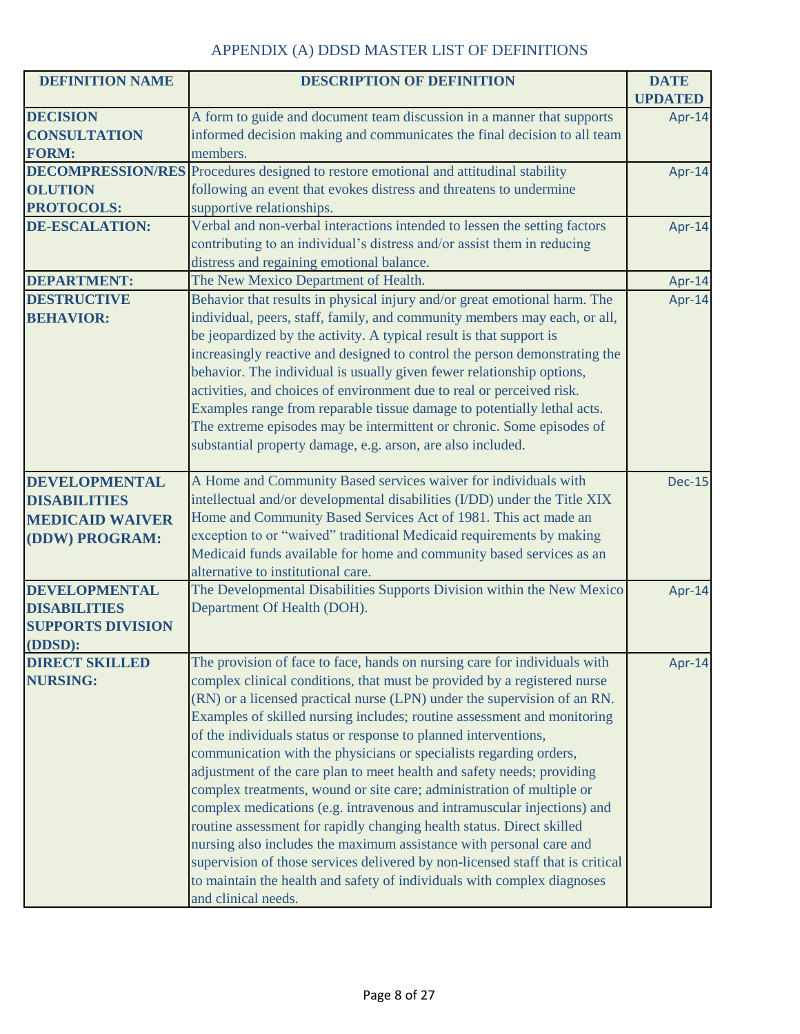## APPENDIX (A) DDSD MASTER LIST OF DEFINITIONS

| DEFINITION NAME | DESCRIPTION OF DEFINITION | DATE UPDATED |
|---|---|---|
| **DECISION CONSULTATION FORM:** | A form to guide and document team discussion in a manner that supports informed decision making and communicates the final decision to all team members. | Apr-14 |
| **DECOMPRESSION/RESOLUTION PROTOCOLS:** | Procedures designed to restore emotional and attitudinal stability following an event that evokes distress and threatens to undermine supportive relationships. | Apr-14 |
| **DE-ESCALATION:** | Verbal and non-verbal interactions intended to lessen the setting factors contributing to an individual's distress and/or assist them in reducing distress and regaining emotional balance. | Apr-14 |
| **DEPARTMENT:** | The New Mexico Department of Health. | Apr-14 |
| **DESTRUCTIVE BEHAVIOR:** | Behavior that results in physical injury and/or great emotional harm. The individual, peers, staff, family, and community members may each, or all, be jeopardized by the activity. A typical result is that support is increasingly reactive and designed to control the person demonstrating the behavior. The individual is usually given fewer relationship options, activities, and choices of environment due to real or perceived risk. Examples range from reparable tissue damage to potentially lethal acts. The extreme episodes may be intermittent or chronic. Some episodes of substantial property damage, e.g. arson, are also included. | Apr-14 |
| **DEVELOPMENTAL DISABILITIES MEDICAID WAIVER (DDW) PROGRAM:** | A Home and Community Based services waiver for individuals with intellectual and/or developmental disabilities (I/DD) under the Title XIX Home and Community Based Services Act of 1981. This act made an exception to or "waived" traditional Medicaid requirements by making Medicaid funds available for home and community based services as an alternative to institutional care. | Dec-15 |
| **DEVELOPMENTAL DISABILITIES SUPPORTS DIVISION (DDSD):** | The Developmental Disabilities Supports Division within the New Mexico Department Of Health (DOH). | Apr-14 |
| **DIRECT SKILLED NURSING:** | The provision of face to face, hands on nursing care for individuals with complex clinical conditions, that must be provided by a registered nurse (RN) or a licensed practical nurse (LPN) under the supervision of an RN. Examples of skilled nursing includes; routine assessment and monitoring of the individuals status or response to planned interventions, communication with the physicians or specialists regarding orders, adjustment of the care plan to meet health and safety needs; providing complex treatments, wound or site care; administration of multiple or complex medications (e.g. intravenous and intramuscular injections) and routine assessment for rapidly changing health status. Direct skilled nursing also includes the maximum assistance with personal care and supervision of those services delivered by non-licensed staff that is critical to maintain the health and safety of individuals with complex diagnoses and clinical needs. | Apr-14 |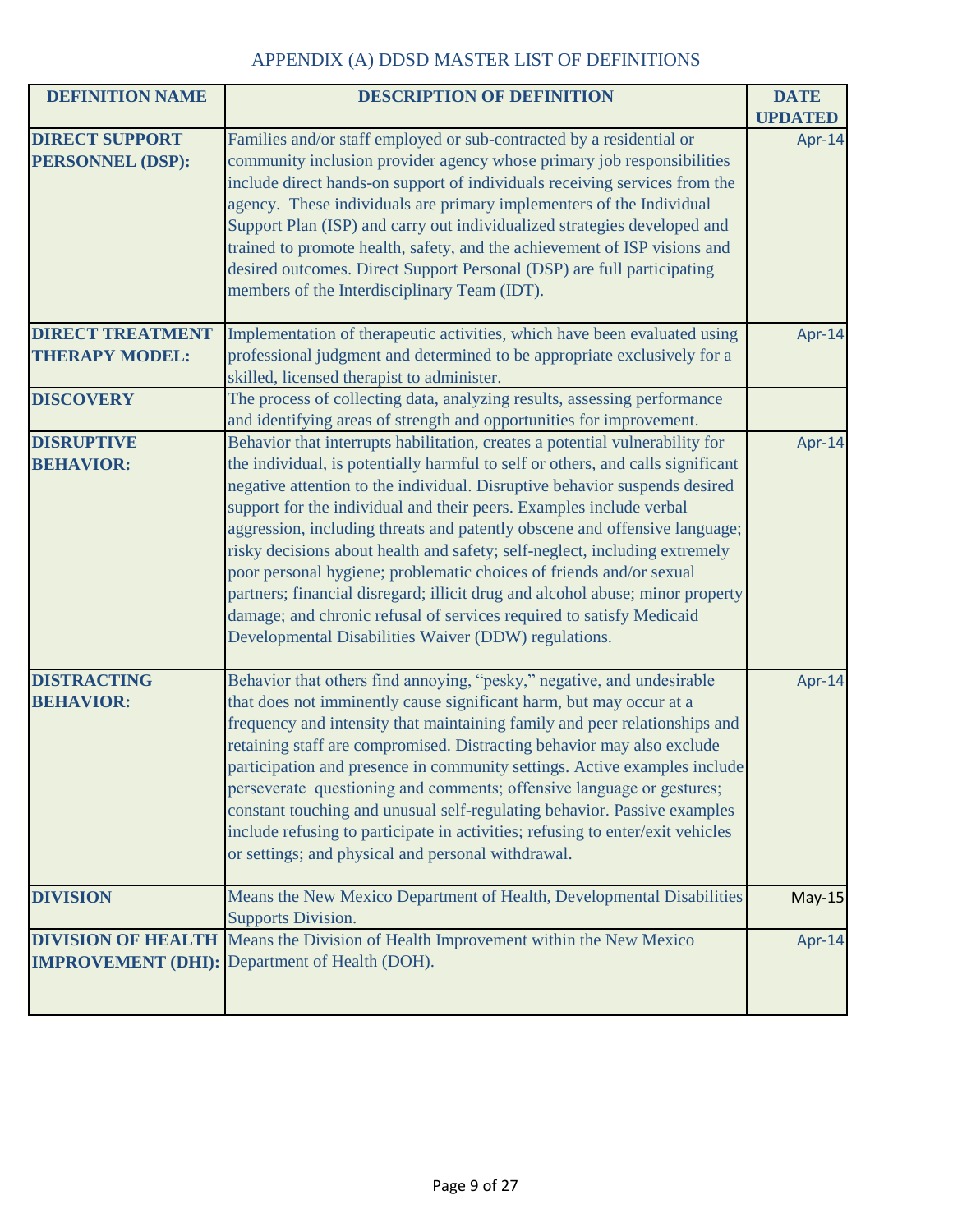APPENDIX (A) DDSD MASTER LIST OF DEFINITIONS

| DEFINITION NAME | DESCRIPTION OF DEFINITION | DATE UPDATED |
|---|---|---|
| **DIRECT SUPPORT PERSONNEL (DSP):** | Families and/or staff employed or sub-contracted by a residential or community inclusion provider agency whose primary job responsibilities include direct hands-on support of individuals receiving services from the agency. These individuals are primary implementers of the Individual Support Plan (ISP) and carry out individualized strategies developed and trained to promote health, safety, and the achievement of ISP visions and desired outcomes. Direct Support Personal (DSP) are full participating members of the Interdisciplinary Team (IDT). | Apr-14 |
| **DIRECT TREATMENT THERAPY MODEL:** | Implementation of therapeutic activities, which have been evaluated using professional judgment and determined to be appropriate exclusively for a skilled, licensed therapist to administer. | Apr-14 |
| **DISCOVERY** | The process of collecting data, analyzing results, assessing performance and identifying areas of strength and opportunities for improvement. | |
| **DISRUPTIVE BEHAVIOR:** | Behavior that interrupts habilitation, creates a potential vulnerability for the individual, is potentially harmful to self or others, and calls significant negative attention to the individual. Disruptive behavior suspends desired support for the individual and their peers. Examples include verbal aggression, including threats and patently obscene and offensive language; risky decisions about health and safety; self-neglect, including extremely poor personal hygiene; problematic choices of friends and/or sexual partners; financial disregard; illicit drug and alcohol abuse; minor property damage; and chronic refusal of services required to satisfy Medicaid Developmental Disabilities Waiver (DDW) regulations. | Apr-14 |
| **DISTRACTING BEHAVIOR:** | Behavior that others find annoying, "pesky," negative, and undesirable that does not imminently cause significant harm, but may occur at a frequency and intensity that maintaining family and peer relationships and retaining staff are compromised. Distracting behavior may also exclude participation and presence in community settings. Active examples include perseverate questioning and comments; offensive language or gestures; constant touching and unusual self-regulating behavior. Passive examples include refusing to participate in activities; refusing to enter/exit vehicles or settings; and physical and personal withdrawal. | Apr-14 |
| **DIVISION** | Means the New Mexico Department of Health, Developmental Disabilities Supports Division. | May-15 |
| **DIVISION OF HEALTH IMPROVEMENT (DHI):** | Means the Division of Health Improvement within the New Mexico Department of Health (DOH). | Apr-14 |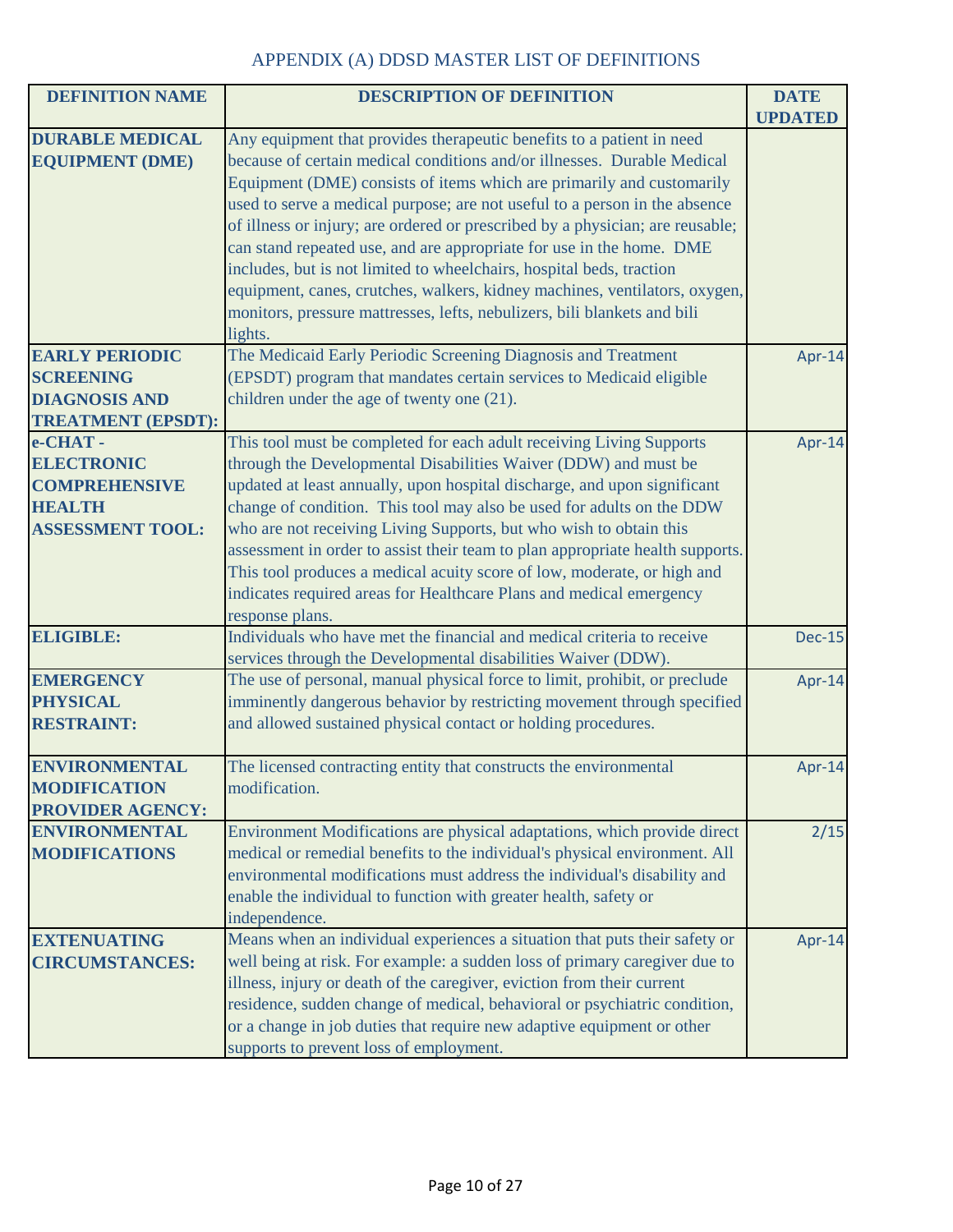# APPENDIX (A) DDSD MASTER LIST OF DEFINITIONS

| DEFINITION NAME | DESCRIPTION OF DEFINITION | DATE UPDATED |
|---|---|---|
| **DURABLE MEDICAL EQUIPMENT (DME)** | Any equipment that provides therapeutic benefits to a patient in need because of certain medical conditions and/or illnesses. Durable Medical Equipment (DME) consists of items which are primarily and customarily used to serve a medical purpose; are not useful to a person in the absence of illness or injury; are ordered or prescribed by a physician; are reusable; can stand repeated use, and are appropriate for use in the home. DME includes, but is not limited to wheelchairs, hospital beds, traction equipment, canes, crutches, walkers, kidney machines, ventilators, oxygen, monitors, pressure mattresses, lefts, nebulizers, bili blankets and bili lights. | |
| **EARLY PERIODIC SCREENING DIAGNOSIS AND TREATMENT (EPSDT):** | The Medicaid Early Periodic Screening Diagnosis and Treatment (EPSDT) program that mandates certain services to Medicaid eligible children under the age of twenty one (21). | Apr-14 |
| **e-CHAT - ELECTRONIC COMPREHENSIVE HEALTH ASSESSMENT TOOL:** | This tool must be completed for each adult receiving Living Supports through the Developmental Disabilities Waiver (DDW) and must be updated at least annually, upon hospital discharge, and upon significant change of condition. This tool may also be used for adults on the DDW who are not receiving Living Supports, but who wish to obtain this assessment in order to assist their team to plan appropriate health supports. This tool produces a medical acuity score of low, moderate, or high and indicates required areas for Healthcare Plans and medical emergency response plans. | Apr-14 |
| **ELIGIBLE:** | Individuals who have met the financial and medical criteria to receive services through the Developmental disabilities Waiver (DDW). | Dec-15 |
| **EMERGENCY PHYSICAL RESTRAINT:** | The use of personal, manual physical force to limit, prohibit, or preclude imminently dangerous behavior by restricting movement through specified and allowed sustained physical contact or holding procedures. | Apr-14 |
| **ENVIRONMENTAL MODIFICATION PROVIDER AGENCY:** | The licensed contracting entity that constructs the environmental modification. | Apr-14 |
| **ENVIRONMENTAL MODIFICATIONS** | Environment Modifications are physical adaptations, which provide direct medical or remedial benefits to the individual's physical environment. All environmental modifications must address the individual's disability and enable the individual to function with greater health, safety or independence. | 2/15 |
| **EXTENUATING CIRCUMSTANCES:** | Means when an individual experiences a situation that puts their safety or well being at risk. For example: a sudden loss of primary caregiver due to illness, injury or death of the caregiver, eviction from their current residence, sudden change of medical, behavioral or psychiatric condition, or a change in job duties that require new adaptive equipment or other supports to prevent loss of employment. | Apr-14 |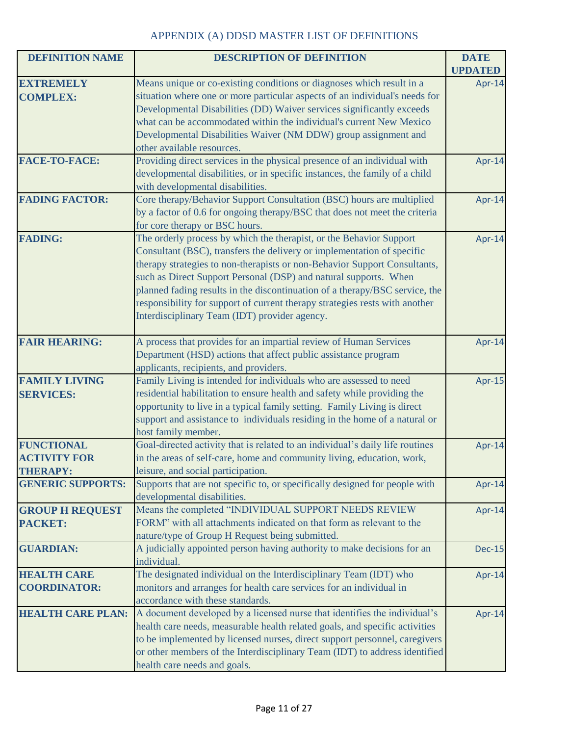# APPENDIX (A) DDSD MASTER LIST OF DEFINITIONS

| DEFINITION NAME | DESCRIPTION OF DEFINITION | DATE UPDATED |
|---|---|---|
| **EXTREMELY COMPLEX:** | Means unique or co-existing conditions or diagnoses which result in a situation where one or more particular aspects of an individual's needs for Developmental Disabilities (DD) Waiver services significantly exceeds what can be accommodated within the individual's current New Mexico Developmental Disabilities Waiver (NM DDW) group assignment and other available resources. | Apr-14 |
| **FACE-TO-FACE:** | Providing direct services in the physical presence of an individual with developmental disabilities, or in specific instances, the family of a child with developmental disabilities. | Apr-14 |
| **FADING FACTOR:** | Core therapy/Behavior Support Consultation (BSC) hours are multiplied by a factor of 0.6 for ongoing therapy/BSC that does not meet the criteria for core therapy or BSC hours. | Apr-14 |
| **FADING:** | The orderly process by which the therapist, or the Behavior Support Consultant (BSC), transfers the delivery or implementation of specific therapy strategies to non-therapists or non-Behavior Support Consultants, such as Direct Support Personal (DSP) and natural supports. When planned fading results in the discontinuation of a therapy/BSC service, the responsibility for support of current therapy strategies rests with another Interdisciplinary Team (IDT) provider agency. | Apr-14 |
| **FAIR HEARING:** | A process that provides for an impartial review of Human Services Department (HSD) actions that affect public assistance program applicants, recipients, and providers. | Apr-14 |
| **FAMILY LIVING SERVICES:** | Family Living is intended for individuals who are assessed to need residential habilitation to ensure health and safety while providing the opportunity to live in a typical family setting. Family Living is direct support and assistance to individuals residing in the home of a natural or host family member. | Apr-15 |
| **FUNCTIONAL ACTIVITY FOR THERAPY:** | Goal-directed activity that is related to an individual's daily life routines in the areas of self-care, home and community living, education, work, leisure, and social participation. | Apr-14 |
| **GENERIC SUPPORTS:** | Supports that are not specific to, or specifically designed for people with developmental disabilities. | Apr-14 |
| **GROUP H REQUEST PACKET:** | Means the completed "INDIVIDUAL SUPPORT NEEDS REVIEW FORM" with all attachments indicated on that form as relevant to the nature/type of Group H Request being submitted. | Apr-14 |
| **GUARDIAN:** | A judicially appointed person having authority to make decisions for an individual. | Dec-15 |
| **HEALTH CARE COORDINATOR:** | The designated individual on the Interdisciplinary Team (IDT) who monitors and arranges for health care services for an individual in accordance with these standards. | Apr-14 |
| **HEALTH CARE PLAN:** | A document developed by a licensed nurse that identifies the individual's health care needs, measurable health related goals, and specific activities to be implemented by licensed nurses, direct support personnel, caregivers or other members of the Interdisciplinary Team (IDT) to address identified health care needs and goals. | Apr-14 |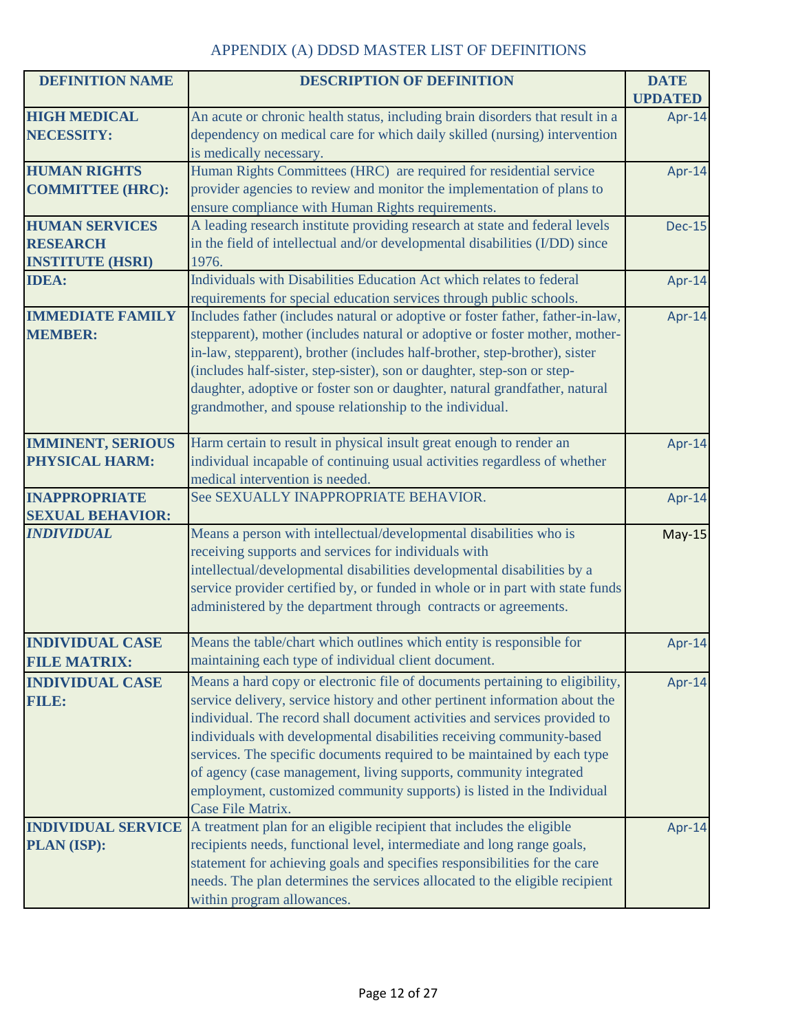# APPENDIX (A) DDSD MASTER LIST OF DEFINITIONS

| DEFINITION NAME | DESCRIPTION OF DEFINITION | DATE UPDATED |
|---|---|---|
| **HIGH MEDICAL NECESSITY:** | An acute or chronic health status, including brain disorders that result in a dependency on medical care for which daily skilled (nursing) intervention is medically necessary. | Apr-14 |
| **HUMAN RIGHTS COMMITTEE (HRC):** | Human Rights Committees (HRC) are required for residential service provider agencies to review and monitor the implementation of plans to ensure compliance with Human Rights requirements. | Apr-14 |
| **HUMAN SERVICES RESEARCH INSTITUTE (HSRI)** | A leading research institute providing research at state and federal levels in the field of intellectual and/or developmental disabilities (I/DD) since 1976. | Dec-15 |
| **IDEA:** | Individuals with Disabilities Education Act which relates to federal requirements for special education services through public schools. | Apr-14 |
| **IMMEDIATE FAMILY MEMBER:** | Includes father (includes natural or adoptive or foster father, father-in-law, stepparent), mother (includes natural or adoptive or foster mother, mother-in-law, stepparent), brother (includes half-brother, step-brother), sister (includes half-sister, step-sister), son or daughter, step-son or step-daughter, adoptive or foster son or daughter, natural grandfather, natural grandmother, and spouse relationship to the individual. | Apr-14 |
| **IMMINENT, SERIOUS PHYSICAL HARM:** | Harm certain to result in physical insult great enough to render an individual incapable of continuing usual activities regardless of whether medical intervention is needed. | Apr-14 |
| **INAPPROPRIATE SEXUAL BEHAVIOR:** | See SEXUALLY INAPPROPRIATE BEHAVIOR. | Apr-14 |
| ***INDIVIDUAL*** | Means a person with intellectual/developmental disabilities who is receiving supports and services for individuals with intellectual/developmental disabilities developmental disabilities by a service provider certified by, or funded in whole or in part with state funds administered by the department through contracts or agreements. | May-15 |
| **INDIVIDUAL CASE FILE MATRIX:** | Means the table/chart which outlines which entity is responsible for maintaining each type of individual client document. | Apr-14 |
| **INDIVIDUAL CASE FILE:** | Means a hard copy or electronic file of documents pertaining to eligibility, service delivery, service history and other pertinent information about the individual. The record shall document activities and services provided to individuals with developmental disabilities receiving community-based services. The specific documents required to be maintained by each type of agency (case management, living supports, community integrated employment, customized community supports) is listed in the Individual Case File Matrix. | Apr-14 |
| **INDIVIDUAL SERVICE PLAN (ISP):** | A treatment plan for an eligible recipient that includes the eligible recipients needs, functional level, intermediate and long range goals, statement for achieving goals and specifies responsibilities for the care needs. The plan determines the services allocated to the eligible recipient within program allowances. | Apr-14 |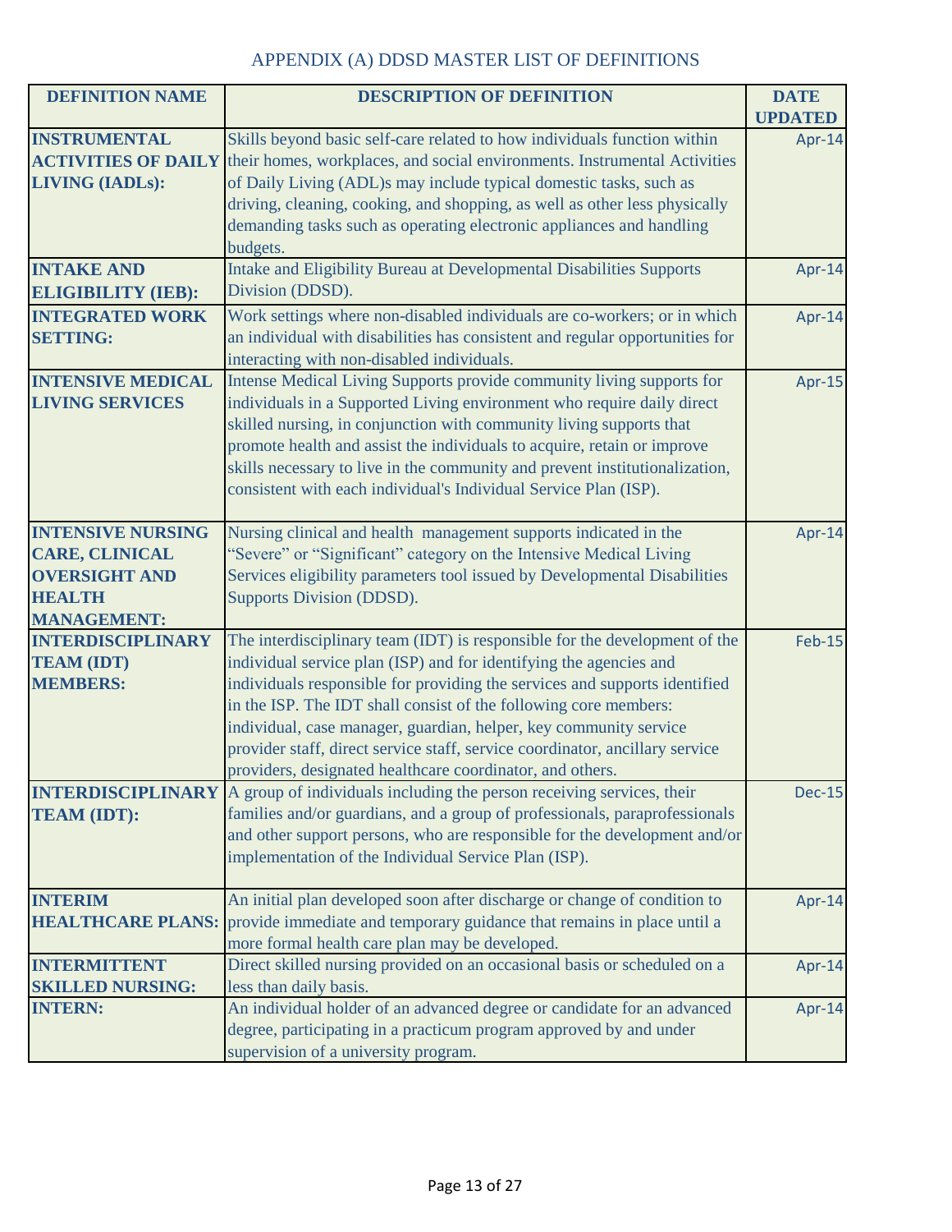# APPENDIX (A) DDSD MASTER LIST OF DEFINITIONS

| DEFINITION NAME | DESCRIPTION OF DEFINITION | DATE UPDATED |
|---|---|---|
| **INSTRUMENTAL ACTIVITIES OF DAILY LIVING (IADLs):** | Skills beyond basic self-care related to how individuals function within their homes, workplaces, and social environments. Instrumental Activities of Daily Living (ADL)s may include typical domestic tasks, such as driving, cleaning, cooking, and shopping, as well as other less physically demanding tasks such as operating electronic appliances and handling budgets. | Apr-14 |
| **INTAKE AND ELIGIBILITY (IEB):** | Intake and Eligibility Bureau at Developmental Disabilities Supports Division (DDSD). | Apr-14 |
| **INTEGRATED WORK SETTING:** | Work settings where non-disabled individuals are co-workers; or in which an individual with disabilities has consistent and regular opportunities for interacting with non-disabled individuals. | Apr-14 |
| **INTENSIVE MEDICAL LIVING SERVICES** | Intense Medical Living Supports provide community living supports for individuals in a Supported Living environment who require daily direct skilled nursing, in conjunction with community living supports that promote health and assist the individuals to acquire, retain or improve skills necessary to live in the community and prevent institutionalization, consistent with each individual's Individual Service Plan (ISP). | Apr-15 |
| **INTENSIVE NURSING CARE, CLINICAL OVERSIGHT AND HEALTH MANAGEMENT:** | Nursing clinical and health management supports indicated in the "Severe" or "Significant" category on the Intensive Medical Living Services eligibility parameters tool issued by Developmental Disabilities Supports Division (DDSD). | Apr-14 |
| **INTERDISCIPLINARY TEAM (IDT) MEMBERS:** | The interdisciplinary team (IDT) is responsible for the development of the individual service plan (ISP) and for identifying the agencies and individuals responsible for providing the services and supports identified in the ISP. The IDT shall consist of the following core members: individual, case manager, guardian, helper, key community service provider staff, direct service staff, service coordinator, ancillary service providers, designated healthcare coordinator, and others. | Feb-15 |
| **INTERDISCIPLINARY TEAM (IDT):** | A group of individuals including the person receiving services, their families and/or guardians, and a group of professionals, paraprofessionals and other support persons, who are responsible for the development and/or implementation of the Individual Service Plan (ISP). | Dec-15 |
| **INTERIM HEALTHCARE PLANS:** | An initial plan developed soon after discharge or change of condition to provide immediate and temporary guidance that remains in place until a more formal health care plan may be developed. | Apr-14 |
| **INTERMITTENT SKILLED NURSING:** | Direct skilled nursing provided on an occasional basis or scheduled on a less than daily basis. | Apr-14 |
| **INTERN:** | An individual holder of an advanced degree or candidate for an advanced degree, participating in a practicum program approved by and under supervision of a university program. | Apr-14 |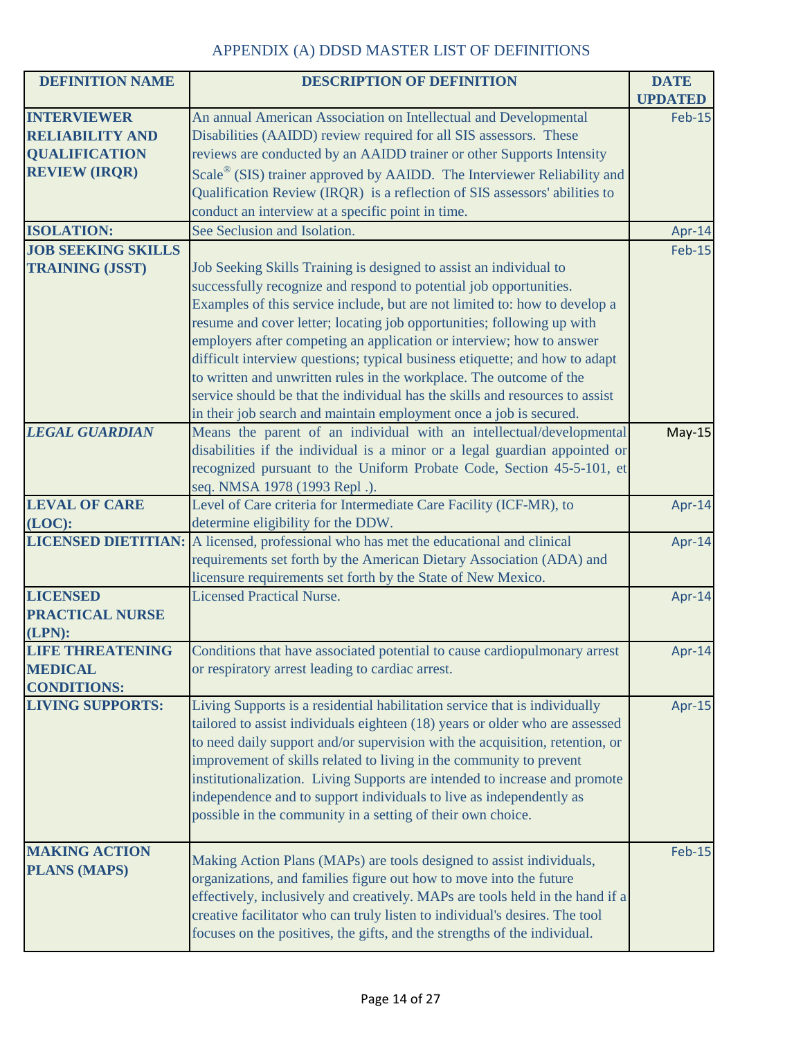# APPENDIX (A) DDSD MASTER LIST OF DEFINITIONS

| DEFINITION NAME | DESCRIPTION OF DEFINITION | DATE UPDATED |
|---|---|---|
| **INTERVIEWER RELIABILITY AND QUALIFICATION REVIEW (IRQR)** | An annual American Association on Intellectual and Developmental Disabilities (AAIDD) review required for all SIS assessors. These reviews are conducted by an AAIDD trainer or other Supports Intensity Scale® (SIS) trainer approved by AAIDD. The Interviewer Reliability and Qualification Review (IRQR) is a reflection of SIS assessors' abilities to conduct an interview at a specific point in time. | Feb-15 |
| **ISOLATION:** | See Seclusion and Isolation. | Apr-14 |
| **JOB SEEKING SKILLS TRAINING (JSST)** | Job Seeking Skills Training is designed to assist an individual to successfully recognize and respond to potential job opportunities. Examples of this service include, but are not limited to: how to develop a resume and cover letter; locating job opportunities; following up with employers after competing an application or interview; how to answer difficult interview questions; typical business etiquette; and how to adapt to written and unwritten rules in the workplace. The outcome of the service should be that the individual has the skills and resources to assist in their job search and maintain employment once a job is secured. | Feb-15 |
| ***LEGAL GUARDIAN*** | Means the parent of an individual with an intellectual/developmental disabilities if the individual is a minor or a legal guardian appointed or recognized pursuant to the Uniform Probate Code, Section 45-5-101, et seq. NMSA 1978 (1993 Repl .). | May-15 |
| **LEVAL OF CARE (LOC):** | Level of Care criteria for Intermediate Care Facility (ICF-MR), to determine eligibility for the DDW. | Apr-14 |
| **LICENSED DIETITIAN:** | A licensed, professional who has met the educational and clinical requirements set forth by the American Dietary Association (ADA) and licensure requirements set forth by the State of New Mexico. | Apr-14 |
| **LICENSED PRACTICAL NURSE (LPN):** | Licensed Practical Nurse. | Apr-14 |
| **LIFE THREATENING MEDICAL CONDITIONS:** | Conditions that have associated potential to cause cardiopulmonary arrest or respiratory arrest leading to cardiac arrest. | Apr-14 |
| **LIVING SUPPORTS:** | Living Supports is a residential habilitation service that is individually tailored to assist individuals eighteen (18) years or older who are assessed to need daily support and/or supervision with the acquisition, retention, or improvement of skills related to living in the community to prevent institutionalization. Living Supports are intended to increase and promote independence and to support individuals to live as independently as possible in the community in a setting of their own choice. | Apr-15 |
| **MAKING ACTION PLANS (MAPS)** | Making Action Plans (MAPs) are tools designed to assist individuals, organizations, and families figure out how to move into the future effectively, inclusively and creatively. MAPs are tools held in the hand if a creative facilitator who can truly listen to individual's desires. The tool focuses on the positives, the gifts, and the strengths of the individual. | Feb-15 |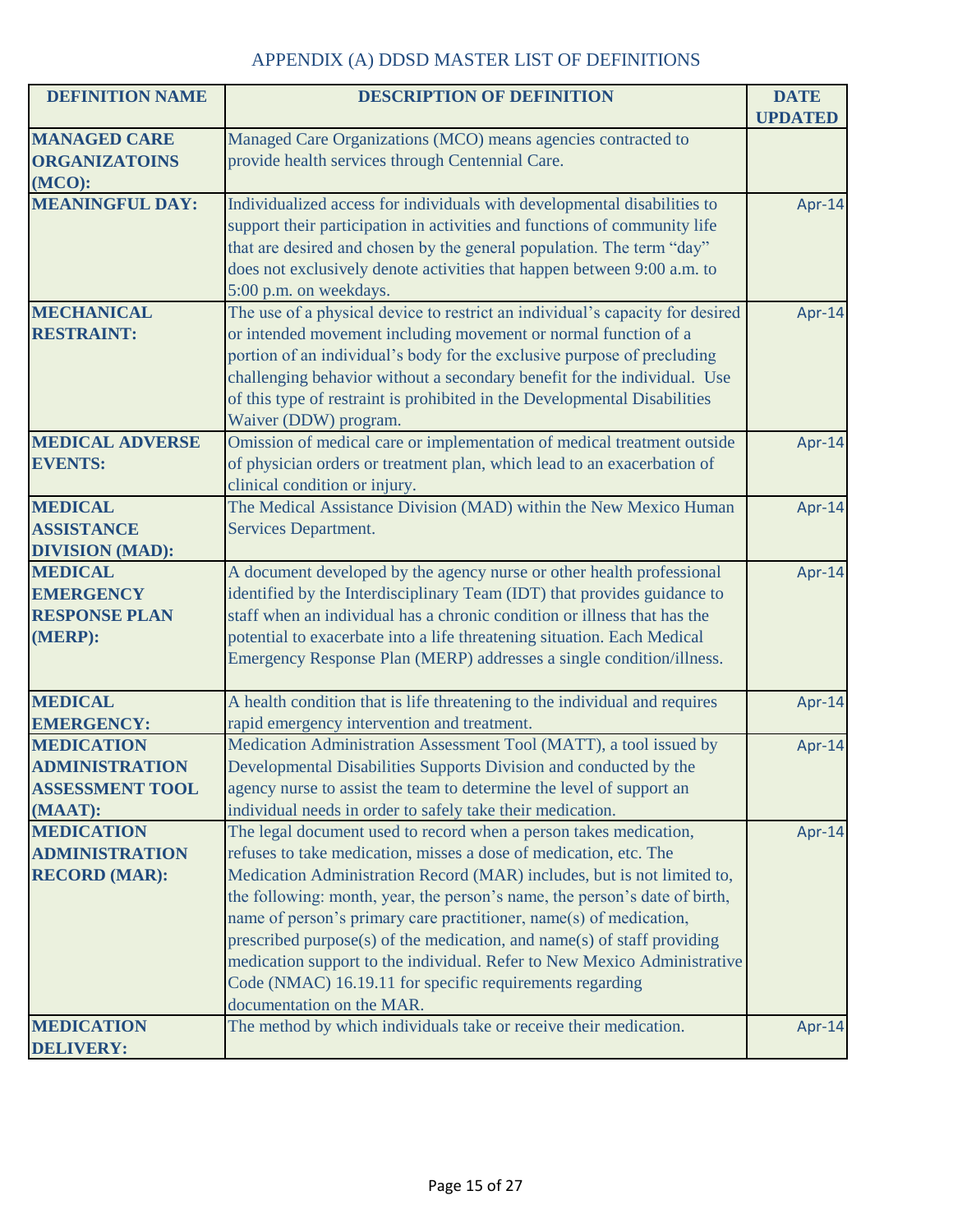## APPENDIX (A) DDSD MASTER LIST OF DEFINITIONS

| DEFINITION NAME | DESCRIPTION OF DEFINITION | DATE UPDATED |
|---|---|---|
| **MANAGED CARE ORGANIZATOINS (MCO):** | Managed Care Organizations (MCO) means agencies contracted to provide health services through Centennial Care. | |
| **MEANINGFUL DAY:** | Individualized access for individuals with developmental disabilities to support their participation in activities and functions of community life that are desired and chosen by the general population. The term "day" does not exclusively denote activities that happen between 9:00 a.m. to 5:00 p.m. on weekdays. | Apr-14 |
| **MECHANICAL RESTRAINT:** | The use of a physical device to restrict an individual's capacity for desired or intended movement including movement or normal function of a portion of an individual's body for the exclusive purpose of precluding challenging behavior without a secondary benefit for the individual. Use of this type of restraint is prohibited in the Developmental Disabilities Waiver (DDW) program. | Apr-14 |
| **MEDICAL ADVERSE EVENTS:** | Omission of medical care or implementation of medical treatment outside of physician orders or treatment plan, which lead to an exacerbation of clinical condition or injury. | Apr-14 |
| **MEDICAL ASSISTANCE DIVISION (MAD):** | The Medical Assistance Division (MAD) within the New Mexico Human Services Department. | Apr-14 |
| **MEDICAL EMERGENCY RESPONSE PLAN (MERP):** | A document developed by the agency nurse or other health professional identified by the Interdisciplinary Team (IDT) that provides guidance to staff when an individual has a chronic condition or illness that has the potential to exacerbate into a life threatening situation. Each Medical Emergency Response Plan (MERP) addresses a single condition/illness. | Apr-14 |
| **MEDICAL EMERGENCY:** | A health condition that is life threatening to the individual and requires rapid emergency intervention and treatment. | Apr-14 |
| **MEDICATION ADMINISTRATION ASSESSMENT TOOL (MAAT):** | Medication Administration Assessment Tool (MATT), a tool issued by Developmental Disabilities Supports Division and conducted by the agency nurse to assist the team to determine the level of support an individual needs in order to safely take their medication. | Apr-14 |
| **MEDICATION ADMINISTRATION RECORD (MAR):** | The legal document used to record when a person takes medication, refuses to take medication, misses a dose of medication, etc. The Medication Administration Record (MAR) includes, but is not limited to, the following: month, year, the person's name, the person's date of birth, name of person's primary care practitioner, name(s) of medication, prescribed purpose(s) of the medication, and name(s) of staff providing medication support to the individual. Refer to New Mexico Administrative Code (NMAC) 16.19.11 for specific requirements regarding documentation on the MAR. | Apr-14 |
| **MEDICATION DELIVERY:** | The method by which individuals take or receive their medication. | Apr-14 |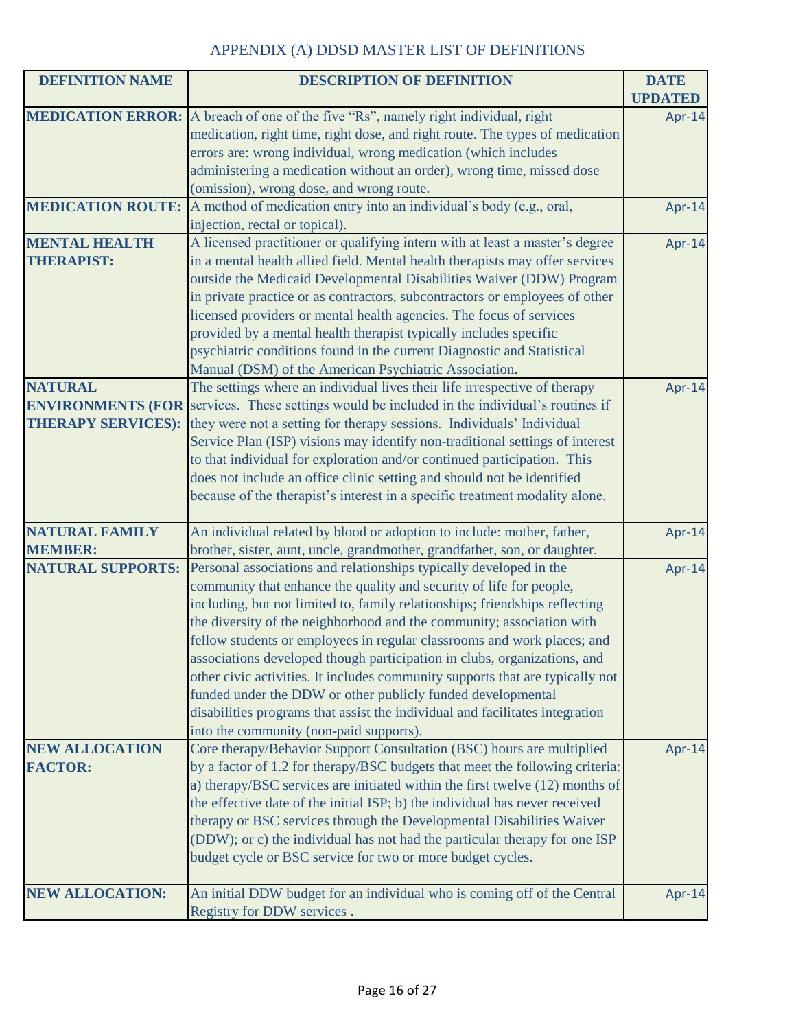# APPENDIX (A) DDSD MASTER LIST OF DEFINITIONS

| DEFINITION NAME | DESCRIPTION OF DEFINITION | DATE UPDATED |
|---|---|---|
| **MEDICATION ERROR:** | A breach of one of the five "Rs", namely right individual, right medication, right time, right dose, and right route. The types of medication errors are: wrong individual, wrong medication (which includes administering a medication without an order), wrong time, missed dose (omission), wrong dose, and wrong route. | Apr-14 |
| **MEDICATION ROUTE:** | A method of medication entry into an individual's body (e.g., oral, injection, rectal or topical). | Apr-14 |
| **MENTAL HEALTH THERAPIST:** | A licensed practitioner or qualifying intern with at least a master's degree in a mental health allied field. Mental health therapists may offer services outside the Medicaid Developmental Disabilities Waiver (DDW) Program in private practice or as contractors, subcontractors or employees of other licensed providers or mental health agencies. The focus of services provided by a mental health therapist typically includes specific psychiatric conditions found in the current Diagnostic and Statistical Manual (DSM) of the American Psychiatric Association. | Apr-14 |
| **NATURAL ENVIRONMENTS (FOR THERAPY SERVICES):** | The settings where an individual lives their life irrespective of therapy services. These settings would be included in the individual's routines if they were not a setting for therapy sessions. Individuals' Individual Service Plan (ISP) visions may identify non-traditional settings of interest to that individual for exploration and/or continued participation. This does not include an office clinic setting and should not be identified because of the therapist's interest in a specific treatment modality alone. | Apr-14 |
| **NATURAL FAMILY MEMBER:** | An individual related by blood or adoption to include: mother, father, brother, sister, aunt, uncle, grandmother, grandfather, son, or daughter. | Apr-14 |
| **NATURAL SUPPORTS:** | Personal associations and relationships typically developed in the community that enhance the quality and security of life for people, including, but not limited to, family relationships; friendships reflecting the diversity of the neighborhood and the community; association with fellow students or employees in regular classrooms and work places; and associations developed though participation in clubs, organizations, and other civic activities. It includes community supports that are typically not funded under the DDW or other publicly funded developmental disabilities programs that assist the individual and facilitates integration into the community (non-paid supports). | Apr-14 |
| **NEW ALLOCATION FACTOR:** | Core therapy/Behavior Support Consultation (BSC) hours are multiplied by a factor of 1.2 for therapy/BSC budgets that meet the following criteria: a) therapy/BSC services are initiated within the first twelve (12) months of the effective date of the initial ISP; b) the individual has never received therapy or BSC services through the Developmental Disabilities Waiver (DDW); or c) the individual has not had the particular therapy for one ISP budget cycle or BSC service for two or more budget cycles. | Apr-14 |
| **NEW ALLOCATION:** | An initial DDW budget for an individual who is coming off of the Central Registry for DDW services . | Apr-14 |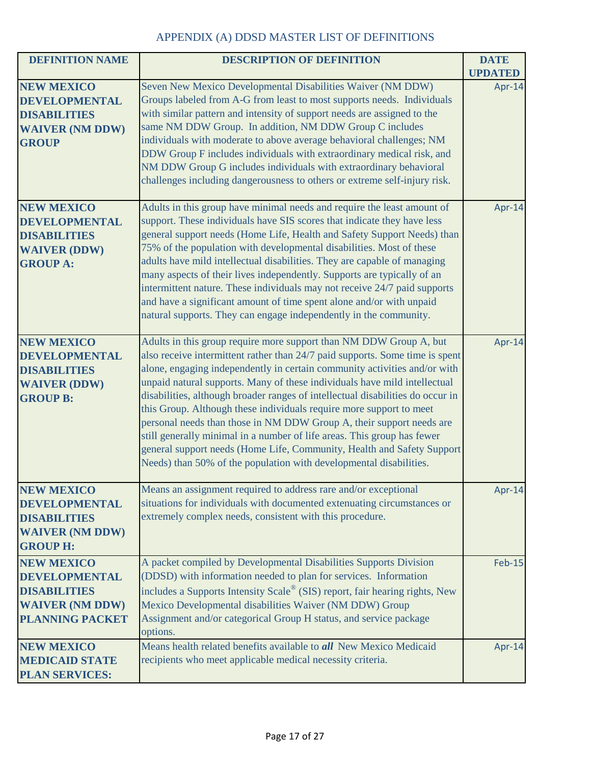## APPENDIX (A) DDSD MASTER LIST OF DEFINITIONS

| DEFINITION NAME | DESCRIPTION OF DEFINITION | DATE UPDATED |
|---|---|---|
| **NEW MEXICO DEVELOPMENTAL DISABILITIES WAIVER (NM DDW) GROUP** | Seven New Mexico Developmental Disabilities Waiver (NM DDW) Groups labeled from A-G from least to most supports needs. Individuals with similar pattern and intensity of support needs are assigned to the same NM DDW Group. In addition, NM DDW Group C includes individuals with moderate to above average behavioral challenges; NM DDW Group F includes individuals with extraordinary medical risk, and NM DDW Group G includes individuals with extraordinary behavioral challenges including dangerousness to others or extreme self-injury risk. | Apr-14 |
| **NEW MEXICO DEVELOPMENTAL DISABILITIES WAIVER (DDW) GROUP A:** | Adults in this group have minimal needs and require the least amount of support. These individuals have SIS scores that indicate they have less general support needs (Home Life, Health and Safety Support Needs) than 75% of the population with developmental disabilities. Most of these adults have mild intellectual disabilities. They are capable of managing many aspects of their lives independently. Supports are typically of an intermittent nature. These individuals may not receive 24/7 paid supports and have a significant amount of time spent alone and/or with unpaid natural supports. They can engage independently in the community. | Apr-14 |
| **NEW MEXICO DEVELOPMENTAL DISABILITIES WAIVER (DDW) GROUP B:** | Adults in this group require more support than NM DDW Group A, but also receive intermittent rather than 24/7 paid supports. Some time is spent alone, engaging independently in certain community activities and/or with unpaid natural supports. Many of these individuals have mild intellectual disabilities, although broader ranges of intellectual disabilities do occur in this Group. Although these individuals require more support to meet personal needs than those in NM DDW Group A, their support needs are still generally minimal in a number of life areas. This group has fewer general support needs (Home Life, Community, Health and Safety Support Needs) than 50% of the population with developmental disabilities. | Apr-14 |
| **NEW MEXICO DEVELOPMENTAL DISABILITIES WAIVER (NM DDW) GROUP H:** | Means an assignment required to address rare and/or exceptional situations for individuals with documented extenuating circumstances or extremely complex needs, consistent with this procedure. | Apr-14 |
| **NEW MEXICO DEVELOPMENTAL DISABILITIES WAIVER (NM DDW) PLANNING PACKET** | A packet compiled by Developmental Disabilities Supports Division (DDSD) with information needed to plan for services. Information includes a Supports Intensity Scale® (SIS) report, fair hearing rights, New Mexico Developmental disabilities Waiver (NM DDW) Group Assignment and/or categorical Group H status, and service package options. | Feb-15 |
| **NEW MEXICO MEDICAID STATE PLAN SERVICES:** | Means health related benefits available to ***all*** New Mexico Medicaid recipients who meet applicable medical necessity criteria. | Apr-14 |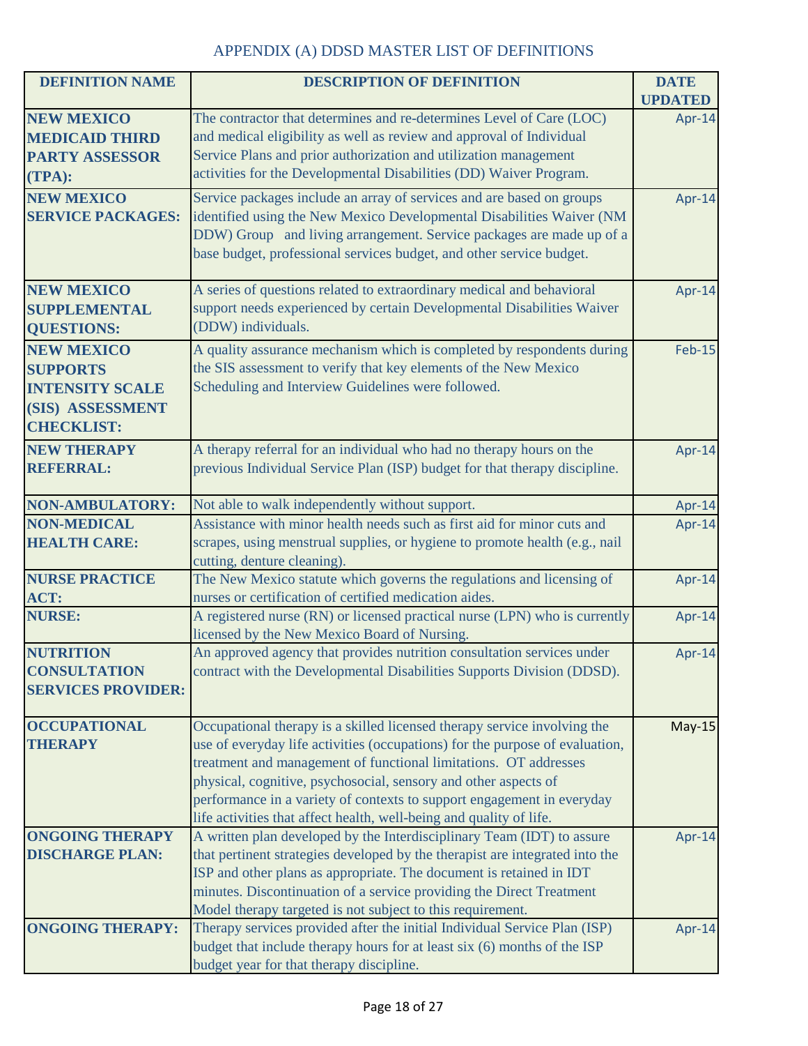# APPENDIX (A) DDSD MASTER LIST OF DEFINITIONS

| DEFINITION NAME | DESCRIPTION OF DEFINITION | DATE UPDATED |
|---|---|---|
| **NEW MEXICO MEDICAID THIRD PARTY ASSESSOR (TPA):** | The contractor that determines and re-determines Level of Care (LOC) and medical eligibility as well as review and approval of Individual Service Plans and prior authorization and utilization management activities for the Developmental Disabilities (DD) Waiver Program. | Apr-14 |
| **NEW MEXICO SERVICE PACKAGES:** | Service packages include an array of services and are based on groups identified using the New Mexico Developmental Disabilities Waiver (NM DDW) Group and living arrangement. Service packages are made up of a base budget, professional services budget, and other service budget. | Apr-14 |
| **NEW MEXICO SUPPLEMENTAL QUESTIONS:** | A series of questions related to extraordinary medical and behavioral support needs experienced by certain Developmental Disabilities Waiver (DDW) individuals. | Apr-14 |
| **NEW MEXICO SUPPORTS INTENSITY SCALE (SIS) ASSESSMENT CHECKLIST:** | A quality assurance mechanism which is completed by respondents during the SIS assessment to verify that key elements of the New Mexico Scheduling and Interview Guidelines were followed. | Feb-15 |
| **NEW THERAPY REFERRAL:** | A therapy referral for an individual who had no therapy hours on the previous Individual Service Plan (ISP) budget for that therapy discipline. | Apr-14 |
| **NON-AMBULATORY:** | Not able to walk independently without support. | Apr-14 |
| **NON-MEDICAL HEALTH CARE:** | Assistance with minor health needs such as first aid for minor cuts and scrapes, using menstrual supplies, or hygiene to promote health (e.g., nail cutting, denture cleaning). | Apr-14 |
| **NURSE PRACTICE ACT:** | The New Mexico statute which governs the regulations and licensing of nurses or certification of certified medication aides. | Apr-14 |
| **NURSE:** | A registered nurse (RN) or licensed practical nurse (LPN) who is currently licensed by the New Mexico Board of Nursing. | Apr-14 |
| **NUTRITION CONSULTATION SERVICES PROVIDER:** | An approved agency that provides nutrition consultation services under contract with the Developmental Disabilities Supports Division (DDSD). | Apr-14 |
| **OCCUPATIONAL THERAPY** | Occupational therapy is a skilled licensed therapy service involving the use of everyday life activities (occupations) for the purpose of evaluation, treatment and management of functional limitations. OT addresses physical, cognitive, psychosocial, sensory and other aspects of performance in a variety of contexts to support engagement in everyday life activities that affect health, well-being and quality of life. | May-15 |
| **ONGOING THERAPY DISCHARGE PLAN:** | A written plan developed by the Interdisciplinary Team (IDT) to assure that pertinent strategies developed by the therapist are integrated into the ISP and other plans as appropriate. The document is retained in IDT minutes. Discontinuation of a service providing the Direct Treatment Model therapy targeted is not subject to this requirement. | Apr-14 |
| **ONGOING THERAPY:** | Therapy services provided after the initial Individual Service Plan (ISP) budget that include therapy hours for at least six (6) months of the ISP budget year for that therapy discipline. | Apr-14 |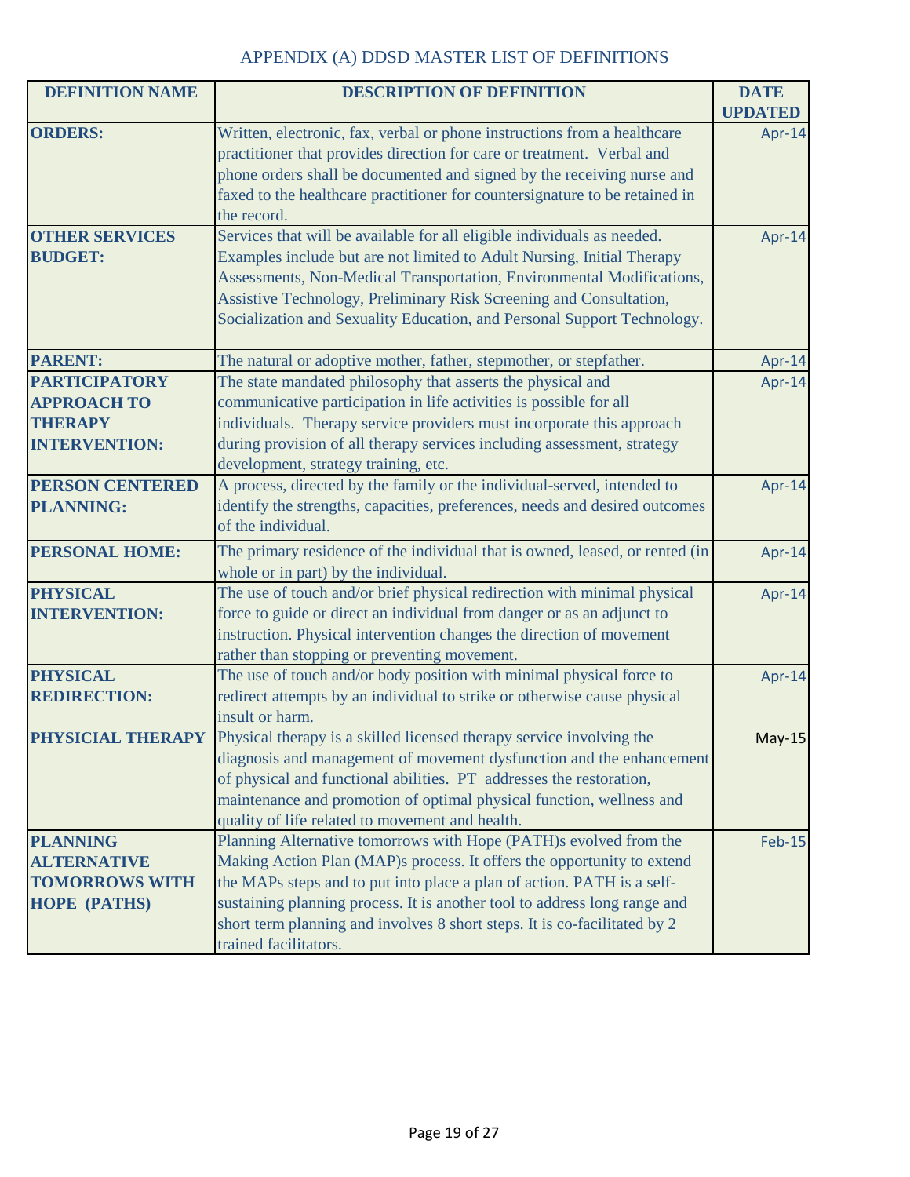# APPENDIX (A) DDSD MASTER LIST OF DEFINITIONS

| DEFINITION NAME | DESCRIPTION OF DEFINITION | DATE UPDATED |
|---|---|---|
| **ORDERS:** | Written, electronic, fax, verbal or phone instructions from a healthcare practitioner that provides direction for care or treatment. Verbal and phone orders shall be documented and signed by the receiving nurse and faxed to the healthcare practitioner for countersignature to be retained in the record. | Apr-14 |
| **OTHER SERVICES BUDGET:** | Services that will be available for all eligible individuals as needed. Examples include but are not limited to Adult Nursing, Initial Therapy Assessments, Non-Medical Transportation, Environmental Modifications, Assistive Technology, Preliminary Risk Screening and Consultation, Socialization and Sexuality Education, and Personal Support Technology. | Apr-14 |
| **PARENT:** | The natural or adoptive mother, father, stepmother, or stepfather. | Apr-14 |
| **PARTICIPATORY APPROACH TO THERAPY INTERVENTION:** | The state mandated philosophy that asserts the physical and communicative participation in life activities is possible for all individuals. Therapy service providers must incorporate this approach during provision of all therapy services including assessment, strategy development, strategy training, etc. | Apr-14 |
| **PERSON CENTERED PLANNING:** | A process, directed by the family or the individual-served, intended to identify the strengths, capacities, preferences, needs and desired outcomes of the individual. | Apr-14 |
| **PERSONAL HOME:** | The primary residence of the individual that is owned, leased, or rented (in whole or in part) by the individual. | Apr-14 |
| **PHYSICAL INTERVENTION:** | The use of touch and/or brief physical redirection with minimal physical force to guide or direct an individual from danger or as an adjunct to instruction. Physical intervention changes the direction of movement rather than stopping or preventing movement. | Apr-14 |
| **PHYSICAL REDIRECTION:** | The use of touch and/or body position with minimal physical force to redirect attempts by an individual to strike or otherwise cause physical insult or harm. | Apr-14 |
| **PHYSICIAL THERAPY** | Physical therapy is a skilled licensed therapy service involving the diagnosis and management of movement dysfunction and the enhancement of physical and functional abilities. PT addresses the restoration, maintenance and promotion of optimal physical function, wellness and quality of life related to movement and health. | May-15 |
| **PLANNING ALTERNATIVE TOMORROWS WITH HOPE (PATHS)** | Planning Alternative tomorrows with Hope (PATH)s evolved from the Making Action Plan (MAP)s process. It offers the opportunity to extend the MAPs steps and to put into place a plan of action. PATH is a self-sustaining planning process. It is another tool to address long range and short term planning and involves 8 short steps. It is co-facilitated by 2 trained facilitators. | Feb-15 |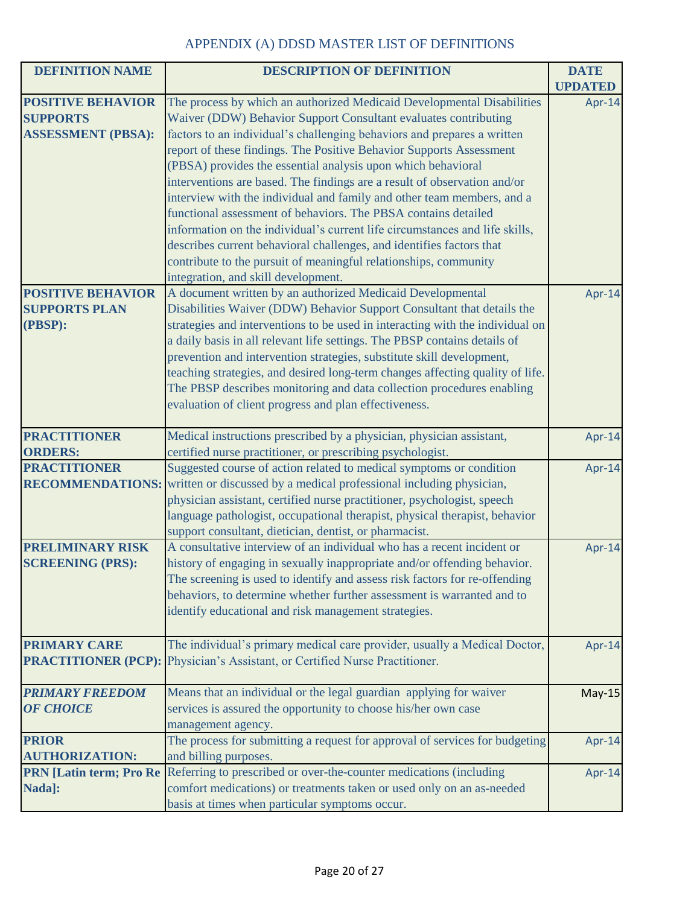## APPENDIX (A) DDSD MASTER LIST OF DEFINITIONS

| DEFINITION NAME | DESCRIPTION OF DEFINITION | DATE UPDATED |
|---|---|---|
| **POSITIVE BEHAVIOR SUPPORTS ASSESSMENT (PBSA):** | The process by which an authorized Medicaid Developmental Disabilities Waiver (DDW) Behavior Support Consultant evaluates contributing factors to an individual's challenging behaviors and prepares a written report of these findings. The Positive Behavior Supports Assessment (PBSA) provides the essential analysis upon which behavioral interventions are based. The findings are a result of observation and/or interview with the individual and family and other team members, and a functional assessment of behaviors. The PBSA contains detailed information on the individual's current life circumstances and life skills, describes current behavioral challenges, and identifies factors that contribute to the pursuit of meaningful relationships, community integration, and skill development. | Apr-14 |
| **POSITIVE BEHAVIOR SUPPORTS PLAN (PBSP):** | A document written by an authorized Medicaid Developmental Disabilities Waiver (DDW) Behavior Support Consultant that details the strategies and interventions to be used in interacting with the individual on a daily basis in all relevant life settings. The PBSP contains details of prevention and intervention strategies, substitute skill development, teaching strategies, and desired long-term changes affecting quality of life. The PBSP describes monitoring and data collection procedures enabling evaluation of client progress and plan effectiveness. | Apr-14 |
| **PRACTITIONER ORDERS:** | Medical instructions prescribed by a physician, physician assistant, certified nurse practitioner, or prescribing psychologist. | Apr-14 |
| **PRACTITIONER RECOMMENDATIONS:** | Suggested course of action related to medical symptoms or condition written or discussed by a medical professional including physician, physician assistant, certified nurse practitioner, psychologist, speech language pathologist, occupational therapist, physical therapist, behavior support consultant, dietician, dentist, or pharmacist. | Apr-14 |
| **PRELIMINARY RISK SCREENING (PRS):** | A consultative interview of an individual who has a recent incident or history of engaging in sexually inappropriate and/or offending behavior. The screening is used to identify and assess risk factors for re-offending behaviors, to determine whether further assessment is warranted and to identify educational and risk management strategies. | Apr-14 |
| **PRIMARY CARE PRACTITIONER (PCP):** | The individual's primary medical care provider, usually a Medical Doctor, Physician's Assistant, or Certified Nurse Practitioner. | Apr-14 |
| ***PRIMARY FREEDOM OF CHOICE*** | Means that an individual or the legal guardian applying for waiver services is assured the opportunity to choose his/her own case management agency. | May-15 |
| **PRIOR AUTHORIZATION:** | The process for submitting a request for approval of services for budgeting and billing purposes. | Apr-14 |
| **PRN [Latin term; Pro Re Nada]:** | Referring to prescribed or over-the-counter medications (including comfort medications) or treatments taken or used only on an as-needed basis at times when particular symptoms occur. | Apr-14 |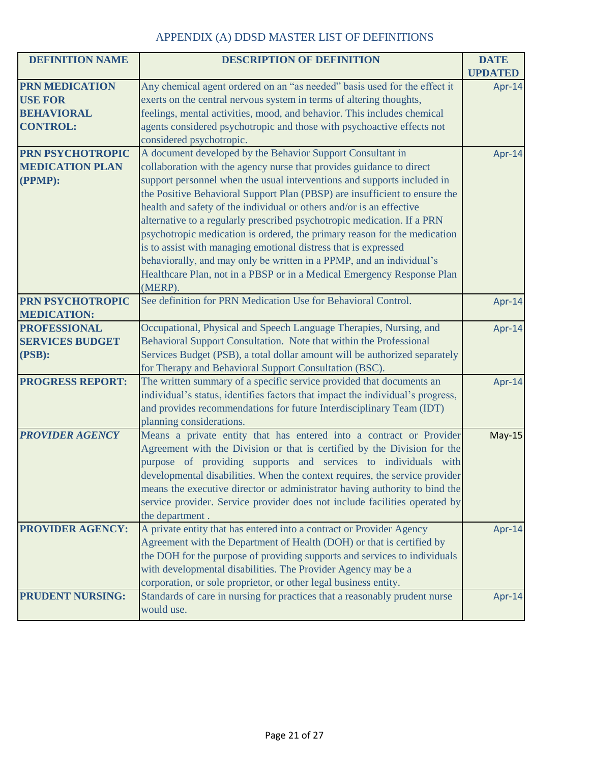## APPENDIX (A) DDSD MASTER LIST OF DEFINITIONS

| DEFINITION NAME | DESCRIPTION OF DEFINITION | DATE UPDATED |
|---|---|---|
| **PRN MEDICATION USE FOR BEHAVIORAL CONTROL:** | Any chemical agent ordered on an "as needed" basis used for the effect it exerts on the central nervous system in terms of altering thoughts, feelings, mental activities, mood, and behavior. This includes chemical agents considered psychotropic and those with psychoactive effects not considered psychotropic. | Apr-14 |
| **PRN PSYCHOTROPIC MEDICATION PLAN (PPMP):** | A document developed by the Behavior Support Consultant in collaboration with the agency nurse that provides guidance to direct support personnel when the usual interventions and supports included in the Positive Behavioral Support Plan (PBSP) are insufficient to ensure the health and safety of the individual or others and/or is an effective alternative to a regularly prescribed psychotropic medication. If a PRN psychotropic medication is ordered, the primary reason for the medication is to assist with managing emotional distress that is expressed behaviorally, and may only be written in a PPMP, and an individual's Healthcare Plan, not in a PBSP or in a Medical Emergency Response Plan (MERP). | Apr-14 |
| **PRN PSYCHOTROPIC MEDICATION:** | See definition for PRN Medication Use for Behavioral Control. | Apr-14 |
| **PROFESSIONAL SERVICES BUDGET (PSB):** | Occupational, Physical and Speech Language Therapies, Nursing, and Behavioral Support Consultation. Note that within the Professional Services Budget (PSB), a total dollar amount will be authorized separately for Therapy and Behavioral Support Consultation (BSC). | Apr-14 |
| **PROGRESS REPORT:** | The written summary of a specific service provided that documents an individual's status, identifies factors that impact the individual's progress, and provides recommendations for future Interdisciplinary Team (IDT) planning considerations. | Apr-14 |
| ***PROVIDER AGENCY*** | Means a private entity that has entered into a contract or Provider Agreement with the Division or that is certified by the Division for the purpose of providing supports and services to individuals with developmental disabilities. When the context requires, the service provider means the executive director or administrator having authority to bind the service provider. Service provider does not include facilities operated by the department . | May-15 |
| **PROVIDER AGENCY:** | A private entity that has entered into a contract or Provider Agency Agreement with the Department of Health (DOH) or that is certified by the DOH for the purpose of providing supports and services to individuals with developmental disabilities. The Provider Agency may be a corporation, or sole proprietor, or other legal business entity. | Apr-14 |
| **PRUDENT NURSING:** | Standards of care in nursing for practices that a reasonably prudent nurse would use. | Apr-14 |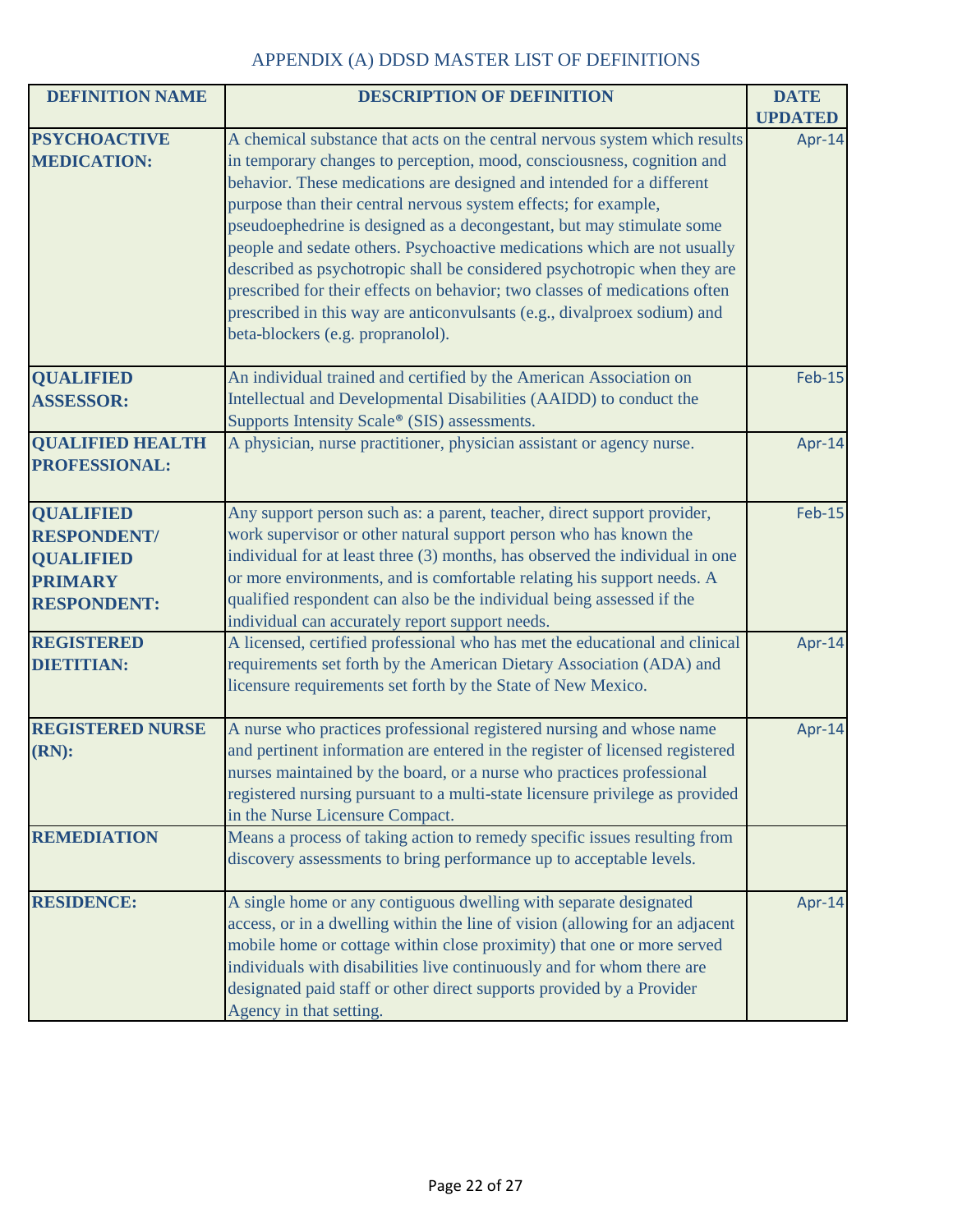APPENDIX (A) DDSD MASTER LIST OF DEFINITIONS

| DEFINITION NAME | DESCRIPTION OF DEFINITION | DATE UPDATED |
|---|---|---|
| **PSYCHOACTIVE MEDICATION:** | A chemical substance that acts on the central nervous system which results in temporary changes to perception, mood, consciousness, cognition and behavior. These medications are designed and intended for a different purpose than their central nervous system effects; for example, pseudoephedrine is designed as a decongestant, but may stimulate some people and sedate others. Psychoactive medications which are not usually described as psychotropic shall be considered psychotropic when they are prescribed for their effects on behavior; two classes of medications often prescribed in this way are anticonvulsants (e.g., divalproex sodium) and beta-blockers (e.g. propranolol). | Apr-14 |
| **QUALIFIED ASSESSOR:** | An individual trained and certified by the American Association on Intellectual and Developmental Disabilities (AAIDD) to conduct the Supports Intensity Scale® (SIS) assessments. | Feb-15 |
| **QUALIFIED HEALTH PROFESSIONAL:** | A physician, nurse practitioner, physician assistant or agency nurse. | Apr-14 |
| **QUALIFIED RESPONDENT/ QUALIFIED PRIMARY RESPONDENT:** | Any support person such as: a parent, teacher, direct support provider, work supervisor or other natural support person who has known the individual for at least three (3) months, has observed the individual in one or more environments, and is comfortable relating his support needs. A qualified respondent can also be the individual being assessed if the individual can accurately report support needs. | Feb-15 |
| **REGISTERED DIETITIAN:** | A licensed, certified professional who has met the educational and clinical requirements set forth by the American Dietary Association (ADA) and licensure requirements set forth by the State of New Mexico. | Apr-14 |
| **REGISTERED NURSE (RN):** | A nurse who practices professional registered nursing and whose name and pertinent information are entered in the register of licensed registered nurses maintained by the board, or a nurse who practices professional registered nursing pursuant to a multi-state licensure privilege as provided in the Nurse Licensure Compact. | Apr-14 |
| **REMEDIATION** | Means a process of taking action to remedy specific issues resulting from discovery assessments to bring performance up to acceptable levels. | |
| **RESIDENCE:** | A single home or any contiguous dwelling with separate designated access, or in a dwelling within the line of vision (allowing for an adjacent mobile home or cottage within close proximity) that one or more served individuals with disabilities live continuously and for whom there are designated paid staff or other direct supports provided by a Provider Agency in that setting. | Apr-14 |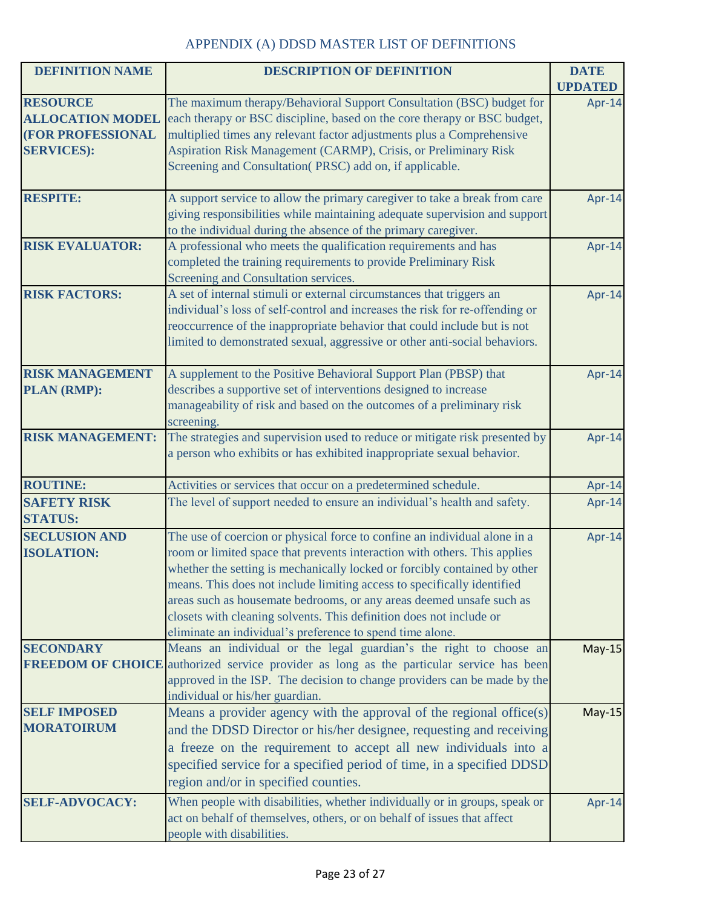## APPENDIX (A) DDSD MASTER LIST OF DEFINITIONS

| DEFINITION NAME | DESCRIPTION OF DEFINITION | DATE UPDATED |
|---|---|---|
| **RESOURCE ALLOCATION MODEL (FOR PROFESSIONAL SERVICES):** | The maximum therapy/Behavioral Support Consultation (BSC) budget for each therapy or BSC discipline, based on the core therapy or BSC budget, multiplied times any relevant factor adjustments plus a Comprehensive Aspiration Risk Management (CARMP), Crisis, or Preliminary Risk Screening and Consultation( PRSC) add on, if applicable. | Apr-14 |
| **RESPITE:** | A support service to allow the primary caregiver to take a break from care giving responsibilities while maintaining adequate supervision and support to the individual during the absence of the primary caregiver. | Apr-14 |
| **RISK EVALUATOR:** | A professional who meets the qualification requirements and has completed the training requirements to provide Preliminary Risk Screening and Consultation services. | Apr-14 |
| **RISK FACTORS:** | A set of internal stimuli or external circumstances that triggers an individual's loss of self-control and increases the risk for re-offending or reoccurrence of the inappropriate behavior that could include but is not limited to demonstrated sexual, aggressive or other anti-social behaviors. | Apr-14 |
| **RISK MANAGEMENT PLAN (RMP):** | A supplement to the Positive Behavioral Support Plan (PBSP) that describes a supportive set of interventions designed to increase manageability of risk and based on the outcomes of a preliminary risk screening. | Apr-14 |
| **RISK MANAGEMENT:** | The strategies and supervision used to reduce or mitigate risk presented by a person who exhibits or has exhibited inappropriate sexual behavior. | Apr-14 |
| **ROUTINE:** | Activities or services that occur on a predetermined schedule. | Apr-14 |
| **SAFETY RISK STATUS:** | The level of support needed to ensure an individual's health and safety. | Apr-14 |
| **SECLUSION AND ISOLATION:** | The use of coercion or physical force to confine an individual alone in a room or limited space that prevents interaction with others. This applies whether the setting is mechanically locked or forcibly contained by other means. This does not include limiting access to specifically identified areas such as housemate bedrooms, or any areas deemed unsafe such as closets with cleaning solvents. This definition does not include or eliminate an individual's preference to spend time alone. | Apr-14 |
| **SECONDARY FREEDOM OF CHOICE** | Means an individual or the legal guardian's the right to choose an authorized service provider as long as the particular service has been approved in the ISP. The decision to change providers can be made by the individual or his/her guardian. | May-15 |
| **SELF IMPOSED MORATOIRUM** | Means a provider agency with the approval of the regional office(s) and the DDSD Director or his/her designee, requesting and receiving a freeze on the requirement to accept all new individuals into a specified service for a specified period of time, in a specified DDSD region and/or in specified counties. | May-15 |
| **SELF-ADVOCACY:** | When people with disabilities, whether individually or in groups, speak or act on behalf of themselves, others, or on behalf of issues that affect people with disabilities. | Apr-14 |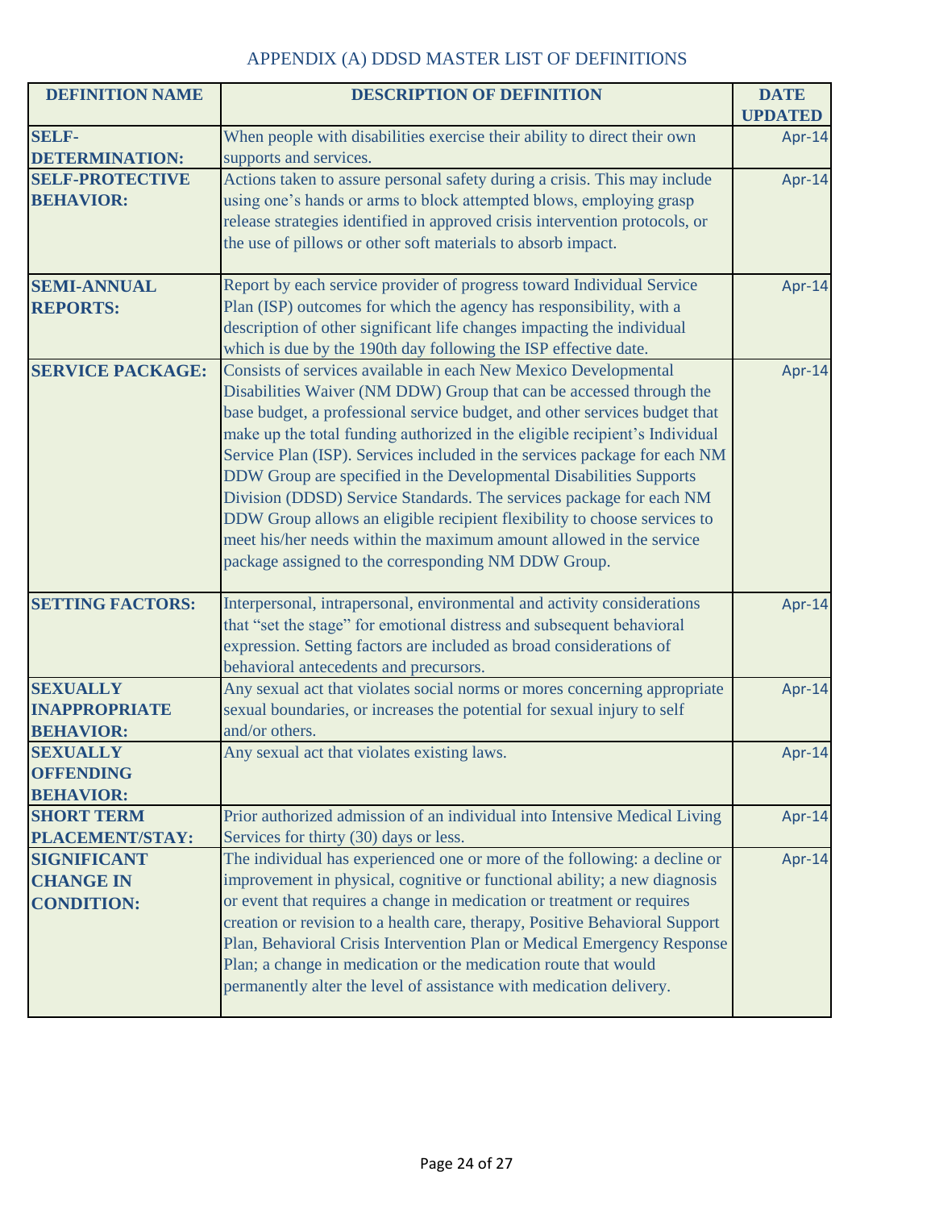## APPENDIX (A) DDSD MASTER LIST OF DEFINITIONS

| DEFINITION NAME | DESCRIPTION OF DEFINITION | DATE UPDATED |
|---|---|---|
| **SELF-DETERMINATION:** | When people with disabilities exercise their ability to direct their own supports and services. | Apr-14 |
| **SELF-PROTECTIVE BEHAVIOR:** | Actions taken to assure personal safety during a crisis. This may include using one's hands or arms to block attempted blows, employing grasp release strategies identified in approved crisis intervention protocols, or the use of pillows or other soft materials to absorb impact. | Apr-14 |
| **SEMI-ANNUAL REPORTS:** | Report by each service provider of progress toward Individual Service Plan (ISP) outcomes for which the agency has responsibility, with a description of other significant life changes impacting the individual which is due by the 190th day following the ISP effective date. | Apr-14 |
| **SERVICE PACKAGE:** | Consists of services available in each New Mexico Developmental Disabilities Waiver (NM DDW) Group that can be accessed through the base budget, a professional service budget, and other services budget that make up the total funding authorized in the eligible recipient's Individual Service Plan (ISP). Services included in the services package for each NM DDW Group are specified in the Developmental Disabilities Supports Division (DDSD) Service Standards. The services package for each NM DDW Group allows an eligible recipient flexibility to choose services to meet his/her needs within the maximum amount allowed in the service package assigned to the corresponding NM DDW Group. | Apr-14 |
| **SETTING FACTORS:** | Interpersonal, intrapersonal, environmental and activity considerations that "set the stage" for emotional distress and subsequent behavioral expression. Setting factors are included as broad considerations of behavioral antecedents and precursors. | Apr-14 |
| **SEXUALLY INAPPROPRIATE BEHAVIOR:** | Any sexual act that violates social norms or mores concerning appropriate sexual boundaries, or increases the potential for sexual injury to self and/or others. | Apr-14 |
| **SEXUALLY OFFENDING BEHAVIOR:** | Any sexual act that violates existing laws. | Apr-14 |
| **SHORT TERM PLACEMENT/STAY:** | Prior authorized admission of an individual into Intensive Medical Living Services for thirty (30) days or less. | Apr-14 |
| **SIGNIFICANT CHANGE IN CONDITION:** | The individual has experienced one or more of the following: a decline or improvement in physical, cognitive or functional ability; a new diagnosis or event that requires a change in medication or treatment or requires creation or revision to a health care, therapy, Positive Behavioral Support Plan, Behavioral Crisis Intervention Plan or Medical Emergency Response Plan; a change in medication or the medication route that would permanently alter the level of assistance with medication delivery. | Apr-14 |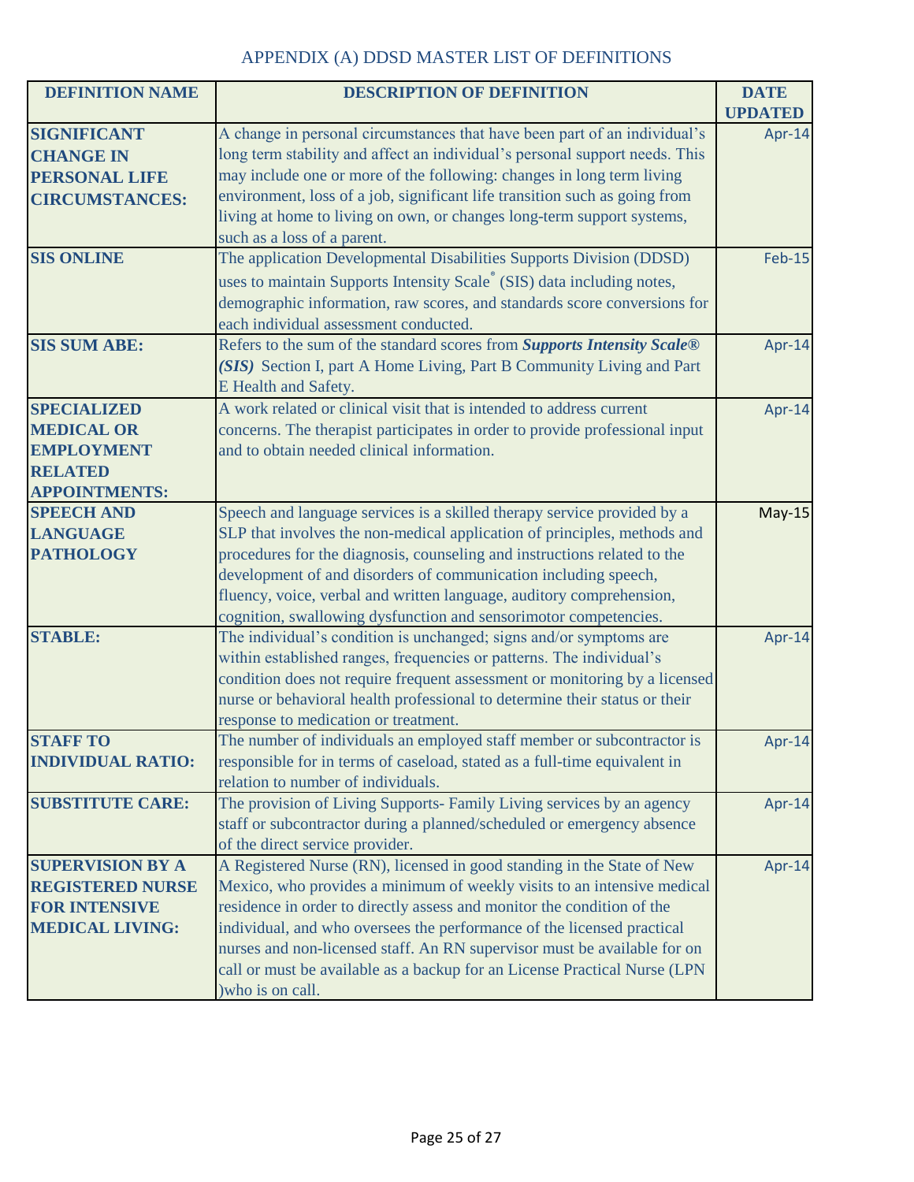# APPENDIX (A) DDSD MASTER LIST OF DEFINITIONS

| DEFINITION NAME | DESCRIPTION OF DEFINITION | DATE UPDATED |
|---|---|---|
| **SIGNIFICANT CHANGE IN PERSONAL LIFE CIRCUMSTANCES:** | A change in personal circumstances that have been part of an individual's long term stability and affect an individual's personal support needs. This may include one or more of the following: changes in long term living environment, loss of a job, significant life transition such as going from living at home to living on own, or changes long-term support systems, such as a loss of a parent. | Apr-14 |
| **SIS ONLINE** | The application Developmental Disabilities Supports Division (DDSD) uses to maintain Supports Intensity Scale® (SIS) data including notes, demographic information, raw scores, and standards score conversions for each individual assessment conducted. | Feb-15 |
| **SIS SUM ABE:** | Refers to the sum of the standard scores from ***Supports Intensity Scale® (SIS)*** Section I, part A Home Living, Part B Community Living and Part E Health and Safety. | Apr-14 |
| **SPECIALIZED MEDICAL OR EMPLOYMENT RELATED APPOINTMENTS:** | A work related or clinical visit that is intended to address current concerns. The therapist participates in order to provide professional input and to obtain needed clinical information. | Apr-14 |
| **SPEECH AND LANGUAGE PATHOLOGY** | Speech and language services is a skilled therapy service provided by a SLP that involves the non-medical application of principles, methods and procedures for the diagnosis, counseling and instructions related to the development of and disorders of communication including speech, fluency, voice, verbal and written language, auditory comprehension, cognition, swallowing dysfunction and sensorimotor competencies. | May-15 |
| **STABLE:** | The individual's condition is unchanged; signs and/or symptoms are within established ranges, frequencies or patterns. The individual's condition does not require frequent assessment or monitoring by a licensed nurse or behavioral health professional to determine their status or their response to medication or treatment. | Apr-14 |
| **STAFF TO INDIVIDUAL RATIO:** | The number of individuals an employed staff member or subcontractor is responsible for in terms of caseload, stated as a full-time equivalent in relation to number of individuals. | Apr-14 |
| **SUBSTITUTE CARE:** | The provision of Living Supports- Family Living services by an agency staff or subcontractor during a planned/scheduled or emergency absence of the direct service provider. | Apr-14 |
| **SUPERVISION BY A REGISTERED NURSE FOR INTENSIVE MEDICAL LIVING:** | A Registered Nurse (RN), licensed in good standing in the State of New Mexico, who provides a minimum of weekly visits to an intensive medical residence in order to directly assess and monitor the condition of the individual, and who oversees the performance of the licensed practical nurses and non-licensed staff. An RN supervisor must be available for on call or must be available as a backup for an License Practical Nurse (LPN )who is on call. | Apr-14 |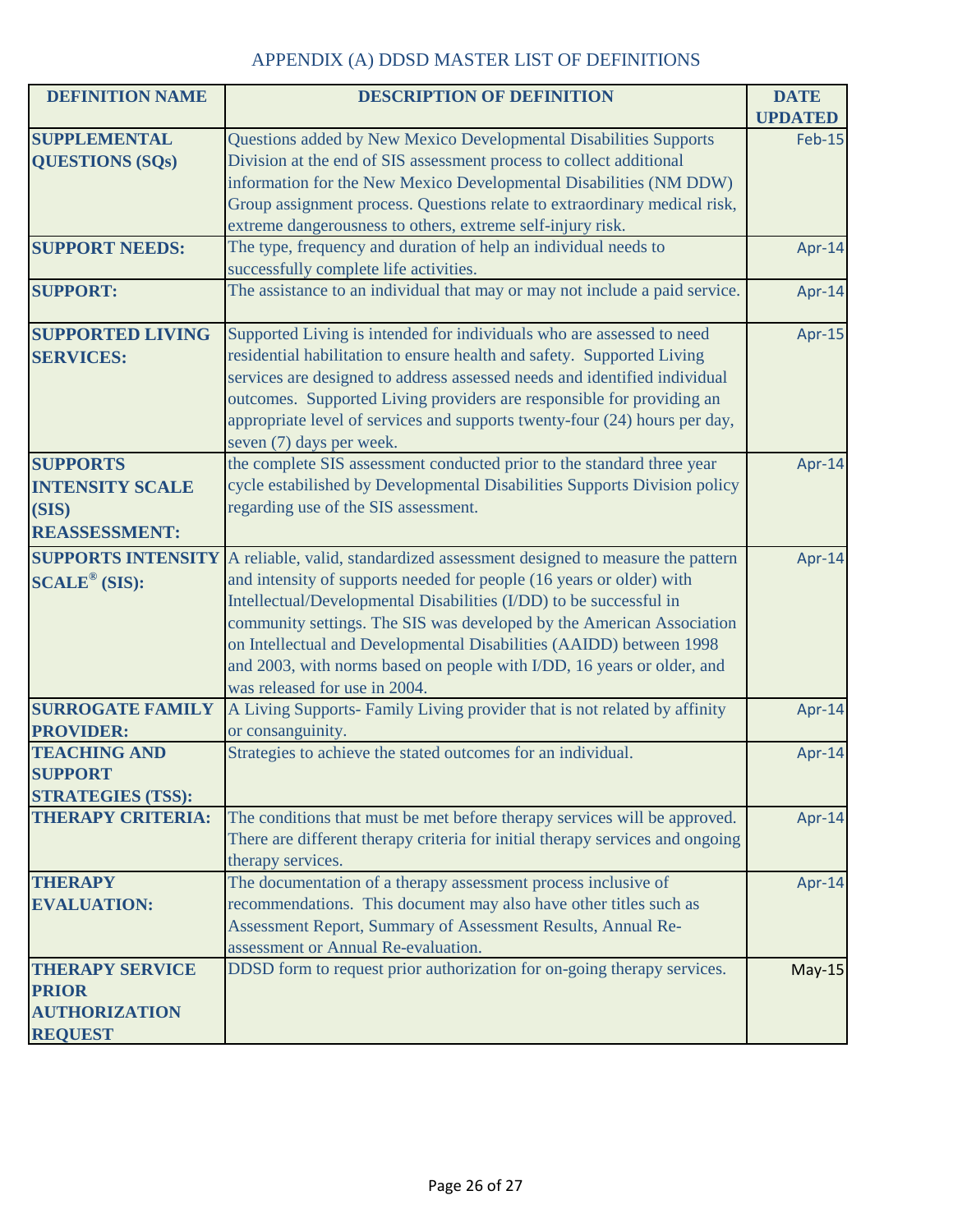# APPENDIX (A) DDSD MASTER LIST OF DEFINITIONS

| DEFINITION NAME | DESCRIPTION OF DEFINITION | DATE UPDATED |
|---|---|---|
| **SUPPLEMENTAL QUESTIONS (SQs)** | Questions added by New Mexico Developmental Disabilities Supports Division at the end of SIS assessment process to collect additional information for the New Mexico Developmental Disabilities (NM DDW) Group assignment process. Questions relate to extraordinary medical risk, extreme dangerousness to others, extreme self-injury risk. | Feb-15 |
| **SUPPORT NEEDS:** | The type, frequency and duration of help an individual needs to successfully complete life activities. | Apr-14 |
| **SUPPORT:** | The assistance to an individual that may or may not include a paid service. | Apr-14 |
| **SUPPORTED LIVING SERVICES:** | Supported Living is intended for individuals who are assessed to need residential habilitation to ensure health and safety. Supported Living services are designed to address assessed needs and identified individual outcomes. Supported Living providers are responsible for providing an appropriate level of services and supports twenty-four (24) hours per day, seven (7) days per week. | Apr-15 |
| **SUPPORTS INTENSITY SCALE (SIS) REASSESSMENT:** | the complete SIS assessment conducted prior to the standard three year cycle estabilished by Developmental Disabilities Supports Division policy regarding use of the SIS assessment. | Apr-14 |
| **SUPPORTS INTENSITY SCALE® (SIS):** | A reliable, valid, standardized assessment designed to measure the pattern and intensity of supports needed for people (16 years or older) with Intellectual/Developmental Disabilities (I/DD) to be successful in community settings. The SIS was developed by the American Association on Intellectual and Developmental Disabilities (AAIDD) between 1998 and 2003, with norms based on people with I/DD, 16 years or older, and was released for use in 2004. | Apr-14 |
| **SURROGATE FAMILY PROVIDER:** | A Living Supports- Family Living provider that is not related by affinity or consanguinity. | Apr-14 |
| **TEACHING AND SUPPORT STRATEGIES (TSS):** | Strategies to achieve the stated outcomes for an individual. | Apr-14 |
| **THERAPY CRITERIA:** | The conditions that must be met before therapy services will be approved. There are different therapy criteria for initial therapy services and ongoing therapy services. | Apr-14 |
| **THERAPY EVALUATION:** | The documentation of a therapy assessment process inclusive of recommendations. This document may also have other titles such as Assessment Report, Summary of Assessment Results, Annual Re-assessment or Annual Re-evaluation. | Apr-14 |
| **THERAPY SERVICE PRIOR AUTHORIZATION REQUEST** | DDSD form to request prior authorization for on-going therapy services. | May-15 |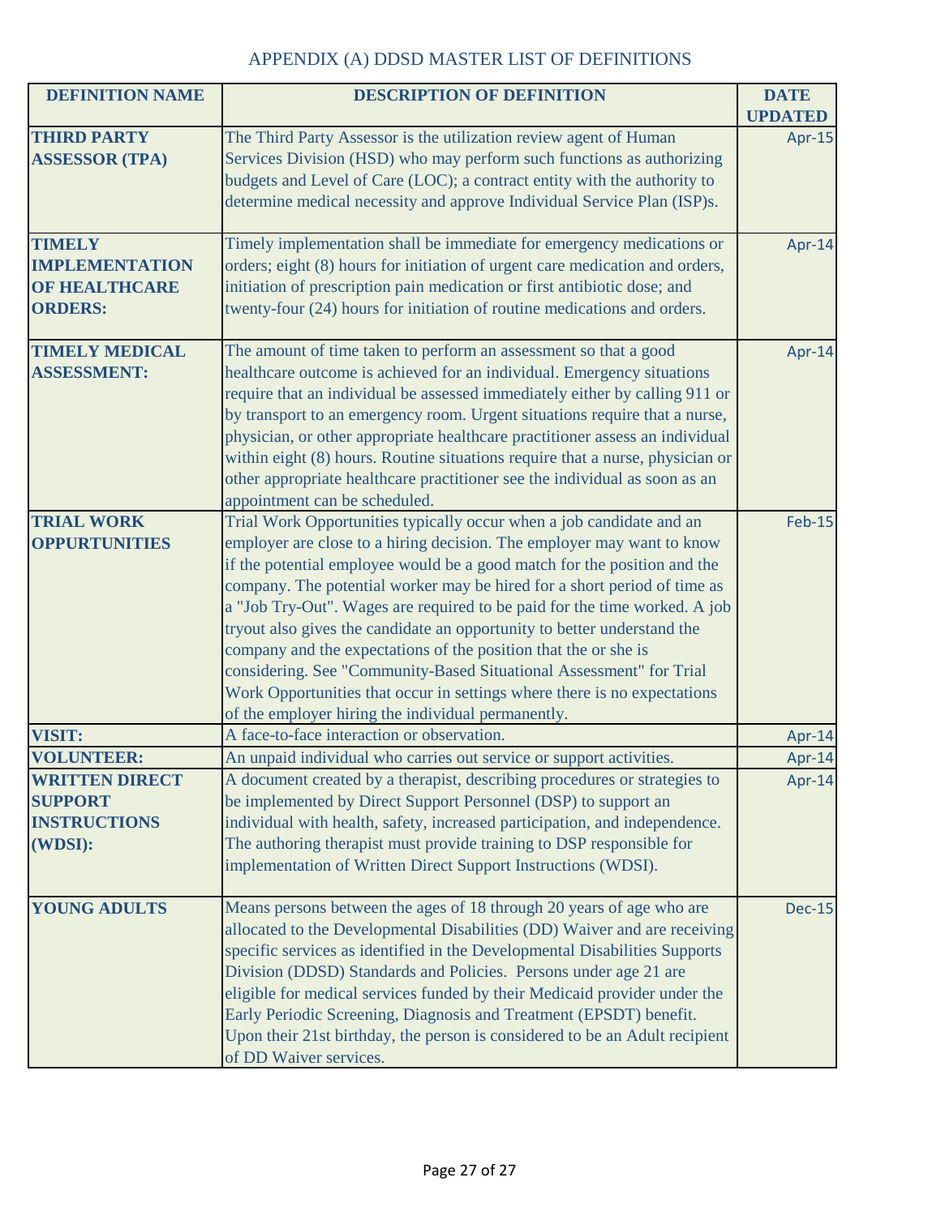APPENDIX (A) DDSD MASTER LIST OF DEFINITIONS

| DEFINITION NAME | DESCRIPTION OF DEFINITION | DATE UPDATED |
|---|---|---|
| **THIRD PARTY ASSESSOR (TPA)** | The Third Party Assessor is the utilization review agent of Human Services Division (HSD) who may perform such functions as authorizing budgets and Level of Care (LOC); a contract entity with the authority to determine medical necessity and approve Individual Service Plan (ISP)s. | Apr-15 |
| **TIMELY IMPLEMENTATION OF HEALTHCARE ORDERS:** | Timely implementation shall be immediate for emergency medications or orders; eight (8) hours for initiation of urgent care medication and orders, initiation of prescription pain medication or first antibiotic dose; and twenty-four (24) hours for initiation of routine medications and orders. | Apr-14 |
| **TIMELY MEDICAL ASSESSMENT:** | The amount of time taken to perform an assessment so that a good healthcare outcome is achieved for an individual. Emergency situations require that an individual be assessed immediately either by calling 911 or by transport to an emergency room. Urgent situations require that a nurse, physician, or other appropriate healthcare practitioner assess an individual within eight (8) hours. Routine situations require that a nurse, physician or other appropriate healthcare practitioner see the individual as soon as an appointment can be scheduled. | Apr-14 |
| **TRIAL WORK OPPURTUNITIES** | Trial Work Opportunities typically occur when a job candidate and an employer are close to a hiring decision. The employer may want to know if the potential employee would be a good match for the position and the company. The potential worker may be hired for a short period of time as a "Job Try-Out". Wages are required to be paid for the time worked. A job tryout also gives the candidate an opportunity to better understand the company and the expectations of the position that the or she is considering. See "Community-Based Situational Assessment" for Trial Work Opportunities that occur in settings where there is no expectations of the employer hiring the individual permanently. | Feb-15 |
| **VISIT:** | A face-to-face interaction or observation. | Apr-14 |
| **VOLUNTEER:** | An unpaid individual who carries out service or support activities. | Apr-14 |
| **WRITTEN DIRECT SUPPORT INSTRUCTIONS (WDSI):** | A document created by a therapist, describing procedures or strategies to be implemented by Direct Support Personnel (DSP) to support an individual with health, safety, increased participation, and independence. The authoring therapist must provide training to DSP responsible for implementation of Written Direct Support Instructions (WDSI). | Apr-14 |
| **YOUNG ADULTS** | Means persons between the ages of 18 through 20 years of age who are allocated to the Developmental Disabilities (DD) Waiver and are receiving specific services as identified in the Developmental Disabilities Supports Division (DDSD) Standards and Policies. Persons under age 21 are eligible for medical services funded by their Medicaid provider under the Early Periodic Screening, Diagnosis and Treatment (EPSDT) benefit. Upon their 21st birthday, the person is considered to be an Adult recipient of DD Waiver services. | Dec-15 |